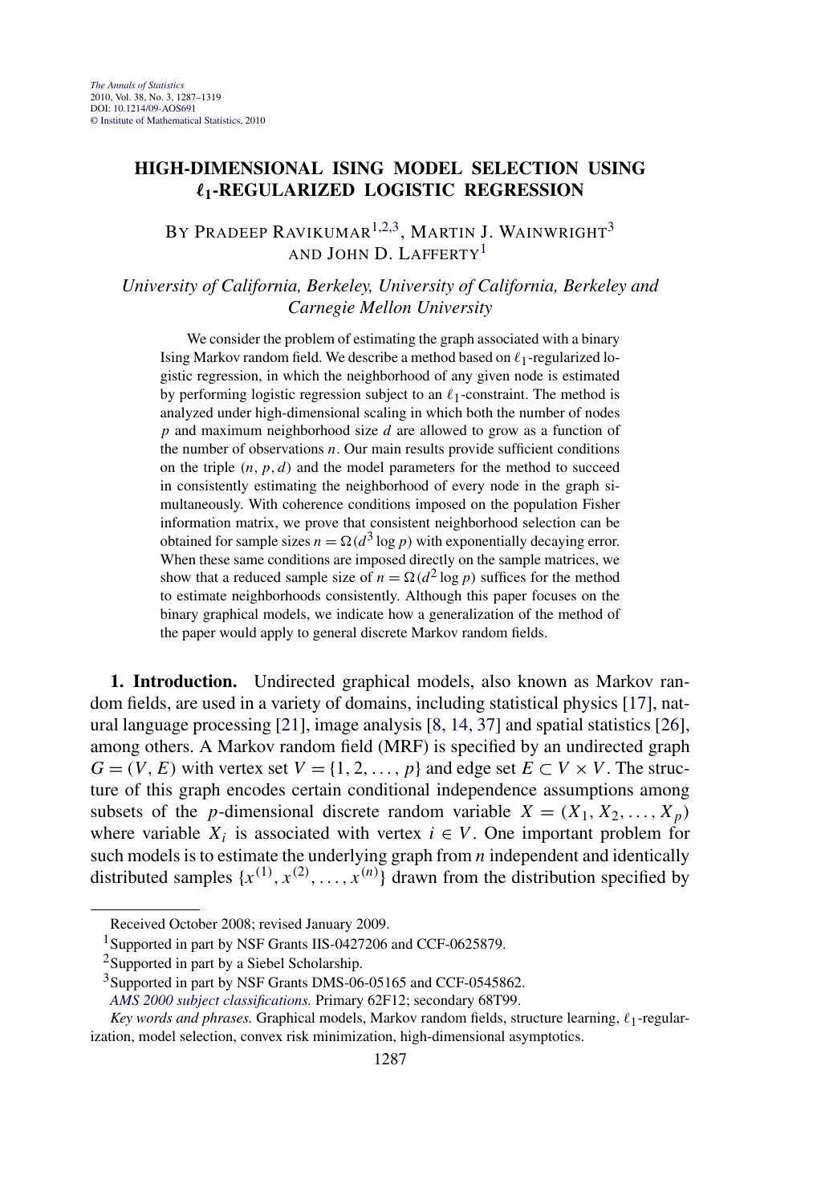# HIGH-DIMENSIONAL ISING MODEL SELECTION USING $\ell_1$-REGULARIZED LOGISTIC REGRESSION

BY PRADEEP RAVIKUMAR[1,2,3], MARTIN J. WAINWRIGHT[3] AND JOHN D. LAFFERTY[1]

*University of California, Berkeley, University of California, Berkeley and Carnegie Mellon University*

We consider the problem of estimating the graph associated with a binary Ising Markov random field. We describe a method based on $\ell_1$-regularized logistic regression, in which the neighborhood of any given node is estimated by performing logistic regression subject to an $\ell_1$-constraint. The method is analyzed under high-dimensional scaling in which both the number of nodes $p$ and maximum neighborhood size $d$ are allowed to grow as a function of the number of observations $n$. Our main results provide sufficient conditions on the triple $(n, p, d)$ and the model parameters for the method to succeed in consistently estimating the neighborhood of every node in the graph simultaneously. With coherence conditions imposed on the population Fisher information matrix, we prove that consistent neighborhood selection can be obtained for sample sizes $n = \Omega(d^3 \log p)$ with exponentially decaying error. When these same conditions are imposed directly on the sample matrices, we show that a reduced sample size of $n = \Omega(d^2 \log p)$ suffices for the method to estimate neighborhoods consistently. Although this paper focuses on the binary graphical models, we indicate how a generalization of the method of the paper would apply to general discrete Markov random fields.

**1. Introduction.** Undirected graphical models, also known as Markov random fields, are used in a variety of domains, including statistical physics [17], natural language processing [21], image analysis [8, 14, 37] and spatial statistics [26], among others. A Markov random field (MRF) is specified by an undirected graph $G = (V, E)$ with vertex set $V = \{1, 2, \dots, p\}$ and edge set $E \subset V \times V$. The structure of this graph encodes certain conditional independence assumptions among subsets of the $p$-dimensional discrete random variable $X = (X_1, X_2, \dots, X_p)$ where variable $X_i$ is associated with vertex $i \in V$. One important problem for such models is to estimate the underlying graph from $n$ independent and identically distributed samples $\{x^{(1)}, x^{(2)}, \dots, x^{(n)}\}$ drawn from the distribution specified by

---

Received October 2008; revised January 2009.

[1] Supported in part by NSF Grants IIS-0427206 and CCF-0625879.

[2] Supported in part by a Siebel Scholarship.

[3] Supported in part by NSF Grants DMS-06-05165 and CCF-0545862.

*AMS 2000 subject classifications.* Primary 62F12; secondary 68T99.

*Key words and phrases.* Graphical models, Markov random fields, structure learning, $\ell_1$-regularization, model selection, convex risk minimization, high-dimensional asymptotics.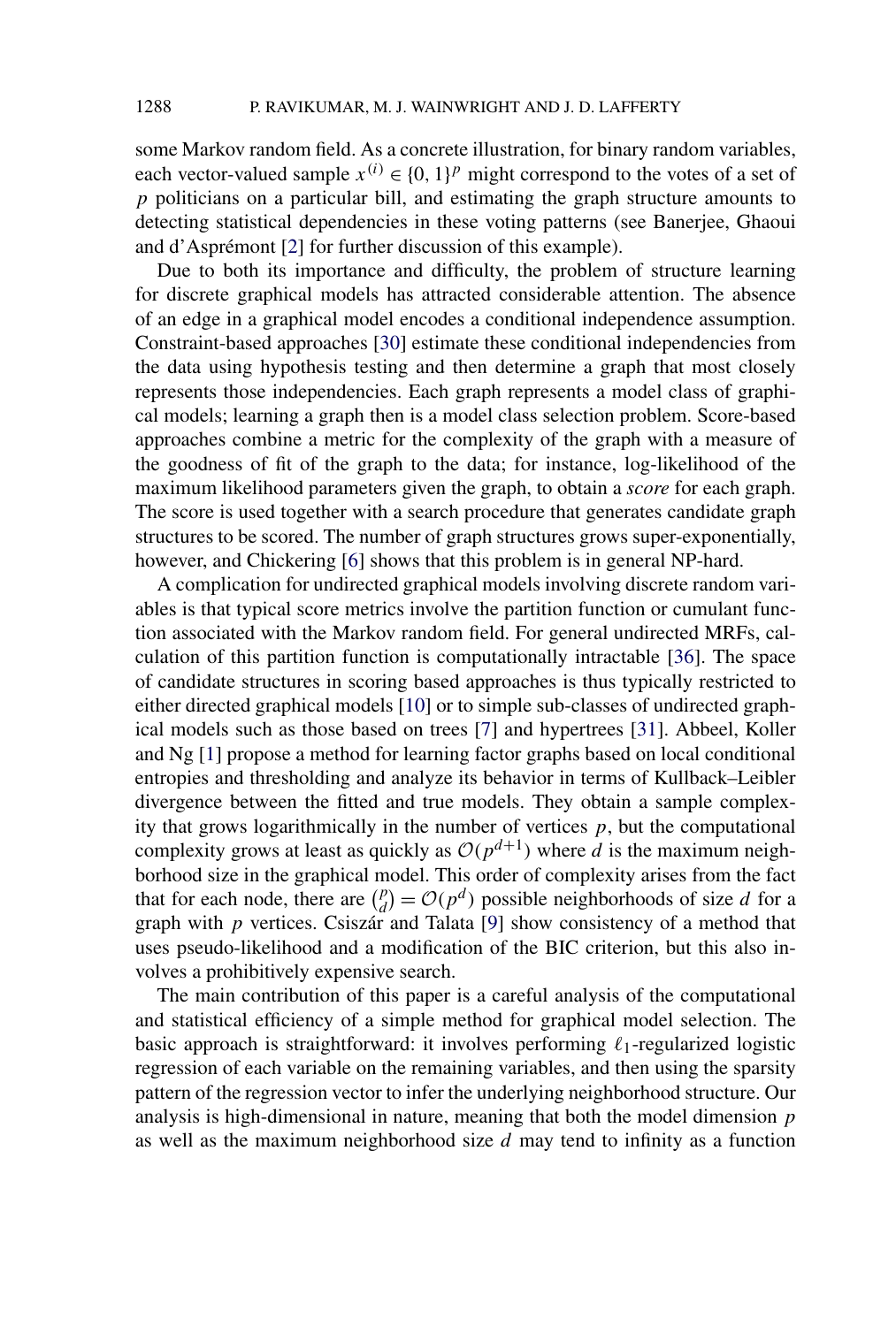some Markov random field. As a concrete illustration, for binary random variables, each vector-valued sample $x^{(i)} \in \{0, 1\}^p$ might correspond to the votes of a set of $p$ politicians on a particular bill, and estimating the graph structure amounts to detecting statistical dependencies in these voting patterns (see Banerjee, Ghaoui and d'Asprémont [2] for further discussion of this example).

Due to both its importance and difficulty, the problem of structure learning for discrete graphical models has attracted considerable attention. The absence of an edge in a graphical model encodes a conditional independence assumption. Constraint-based approaches [30] estimate these conditional independencies from the data using hypothesis testing and then determine a graph that most closely represents those independencies. Each graph represents a model class of graphical models; learning a graph then is a model class selection problem. Score-based approaches combine a metric for the complexity of the graph with a measure of the goodness of fit of the graph to the data; for instance, log-likelihood of the maximum likelihood parameters given the graph, to obtain a *score* for each graph. The score is used together with a search procedure that generates candidate graph structures to be scored. The number of graph structures grows super-exponentially, however, and Chickering [6] shows that this problem is in general NP-hard.

A complication for undirected graphical models involving discrete random variables is that typical score metrics involve the partition function or cumulant function associated with the Markov random field. For general undirected MRFs, calculation of this partition function is computationally intractable [36]. The space of candidate structures in scoring based approaches is thus typically restricted to either directed graphical models [10] or to simple sub-classes of undirected graphical models such as those based on trees [7] and hypertrees [31]. Abbeel, Koller and Ng [1] propose a method for learning factor graphs based on local conditional entropies and thresholding and analyze its behavior in terms of Kullback–Leibler divergence between the fitted and true models. They obtain a sample complexity that grows logarithmically in the number of vertices $p$, but the computational complexity grows at least as quickly as $\mathcal{O}(p^{d+1})$ where $d$ is the maximum neighborhood size in the graphical model. This order of complexity arises from the fact that for each node, there are $\binom{p}{d} = \mathcal{O}(p^d)$ possible neighborhoods of size $d$ for a graph with $p$ vertices. Csiszár and Talata [9] show consistency of a method that uses pseudo-likelihood and a modification of the BIC criterion, but this also involves a prohibitively expensive search.

The main contribution of this paper is a careful analysis of the computational and statistical efficiency of a simple method for graphical model selection. The basic approach is straightforward: it involves performing $\ell_1$-regularized logistic regression of each variable on the remaining variables, and then using the sparsity pattern of the regression vector to infer the underlying neighborhood structure. Our analysis is high-dimensional in nature, meaning that both the model dimension $p$ as well as the maximum neighborhood size $d$ may tend to infinity as a function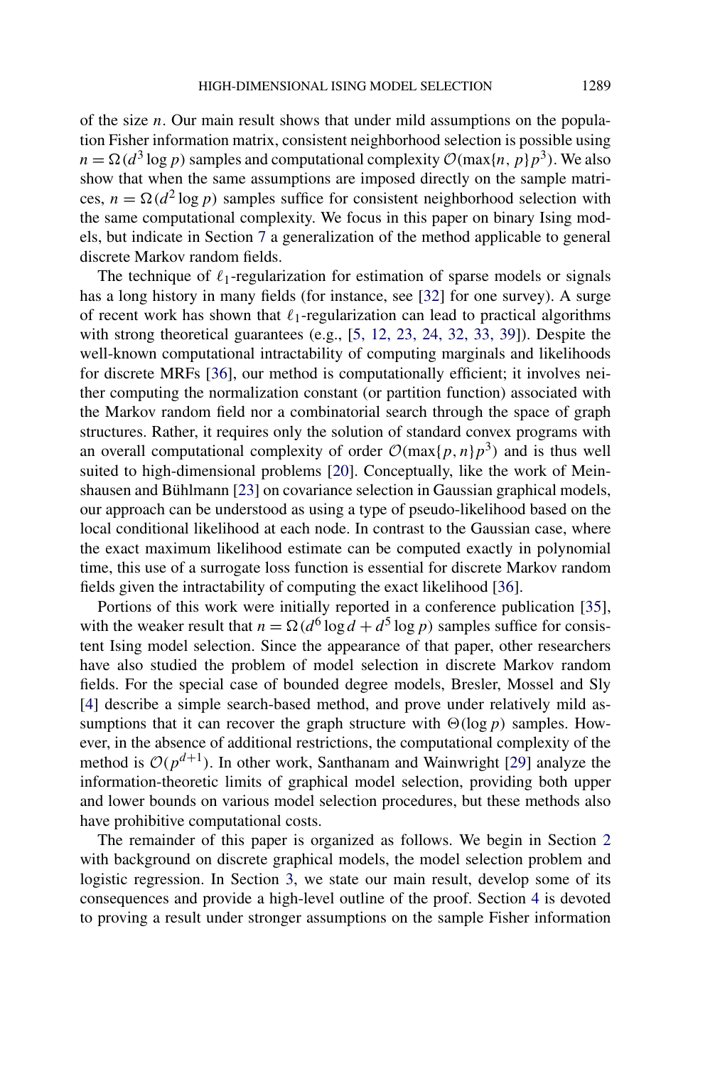of the size $n$. Our main result shows that under mild assumptions on the population Fisher information matrix, consistent neighborhood selection is possible using $n = \Omega(d^3 \log p)$ samples and computational complexity $\mathcal{O}(\max\{n, p\} p^3)$. We also show that when the same assumptions are imposed directly on the sample matrices, $n = \Omega(d^2 \log p)$ samples suffice for consistent neighborhood selection with the same computational complexity. We focus in this paper on binary Ising models, but indicate in Section 7 a generalization of the method applicable to general discrete Markov random fields.

The technique of $\ell_1$-regularization for estimation of sparse models or signals has a long history in many fields (for instance, see [32] for one survey). A surge of recent work has shown that $\ell_1$-regularization can lead to practical algorithms with strong theoretical guarantees (e.g., [5, 12, 23, 24, 32, 33, 39]). Despite the well-known computational intractability of computing marginals and likelihoods for discrete MRFs [36], our method is computationally efficient; it involves neither computing the normalization constant (or partition function) associated with the Markov random field nor a combinatorial search through the space of graph structures. Rather, it requires only the solution of standard convex programs with an overall computational complexity of order $\mathcal{O}(\max\{p, n\} p^3)$ and is thus well suited to high-dimensional problems [20]. Conceptually, like the work of Meinshausen and Bühlmann [23] on covariance selection in Gaussian graphical models, our approach can be understood as using a type of pseudo-likelihood based on the local conditional likelihood at each node. In contrast to the Gaussian case, where the exact maximum likelihood estimate can be computed exactly in polynomial time, this use of a surrogate loss function is essential for discrete Markov random fields given the intractability of computing the exact likelihood [36].

Portions of this work were initially reported in a conference publication [35], with the weaker result that $n = \Omega(d^6 \log d + d^5 \log p)$ samples suffice for consistent Ising model selection. Since the appearance of that paper, other researchers have also studied the problem of model selection in discrete Markov random fields. For the special case of bounded degree models, Bresler, Mossel and Sly [4] describe a simple search-based method, and prove under relatively mild assumptions that it can recover the graph structure with $\Theta(\log p)$ samples. However, in the absence of additional restrictions, the computational complexity of the method is $\mathcal{O}(p^{d+1})$. In other work, Santhanam and Wainwright [29] analyze the information-theoretic limits of graphical model selection, providing both upper and lower bounds on various model selection procedures, but these methods also have prohibitive computational costs.

The remainder of this paper is organized as follows. We begin in Section 2 with background on discrete graphical models, the model selection problem and logistic regression. In Section 3, we state our main result, develop some of its consequences and provide a high-level outline of the proof. Section 4 is devoted to proving a result under stronger assumptions on the sample Fisher information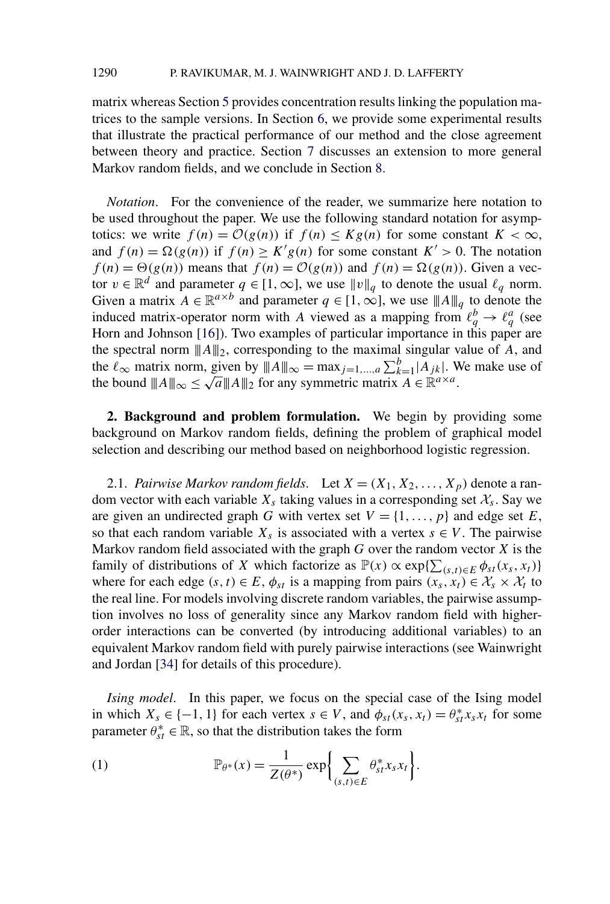matrix whereas Section 5 provides concentration results linking the population matrices to the sample versions. In Section 6, we provide some experimental results that illustrate the practical performance of our method and the close agreement between theory and practice. Section 7 discusses an extension to more general Markov random fields, and we conclude in Section 8.

*Notation.* For the convenience of the reader, we summarize here notation to be used throughout the paper. We use the following standard notation for asymptotics: we write $f(n) = \mathcal{O}(g(n))$ if $f(n) \leq Kg(n)$ for some constant $K < \infty$, and $f(n) = \Omega(g(n))$ if $f(n) \geq K'g(n)$ for some constant $K' > 0$. The notation $f(n) = \Theta(g(n))$ means that $f(n) = \mathcal{O}(g(n))$ and $f(n) = \Omega(g(n))$. Given a vector $v \in \mathbb{R}^d$ and parameter $q \in [1, \infty]$, we use $\|v\|_q$ to denote the usual $\ell_q$ norm. Given a matrix $A \in \mathbb{R}^{a \times b}$ and parameter $q \in [1, \infty]$, we use $|\!|\!| A |\!|\!|_q$ to denote the induced matrix-operator norm with $A$ viewed as a mapping from $\ell_q^b \to \ell_q^a$ (see Horn and Johnson [16]). Two examples of particular importance in this paper are the spectral norm $|\!|\!| A |\!|\!|_2$, corresponding to the maximal singular value of $A$, and the $\ell_\infty$ matrix norm, given by $|\!|\!| A |\!|\!|_\infty = \max_{j=1,\dots,a} \sum_{k=1}^{b} |A_{jk}|$. We make use of the bound $|\!|\!| A |\!|\!|_\infty \leq \sqrt{a} |\!|\!| A |\!|\!|_2$ for any symmetric matrix $A \in \mathbb{R}^{a \times a}$.

## 2. Background and problem formulation.

We begin by providing some background on Markov random fields, defining the problem of graphical model selection and describing our method based on neighborhood logistic regression.

### 2.1. *Pairwise Markov random fields.*

Let $X = (X_1, X_2, \dots, X_p)$ denote a random vector with each variable $X_s$ taking values in a corresponding set $\mathcal{X}_s$. Say we are given an undirected graph $G$ with vertex set $V = \{1, \dots, p\}$ and edge set $E$, so that each random variable $X_s$ is associated with a vertex $s \in V$. The pairwise Markov random field associated with the graph $G$ over the random vector $X$ is the family of distributions of $X$ which factorize as $\mathbb{P}(x) \propto \exp\{\sum_{(s,t) \in E} \phi_{st}(x_s, x_t)\}$ where for each edge $(s,t) \in E$, $\phi_{st}$ is a mapping from pairs $(x_s, x_t) \in \mathcal{X}_s \times \mathcal{X}_t$ to the real line. For models involving discrete random variables, the pairwise assumption involves no loss of generality since any Markov random field with higher-order interactions can be converted (by introducing additional variables) to an equivalent Markov random field with purely pairwise interactions (see Wainwright and Jordan [34] for details of this procedure).

*Ising model.* In this paper, we focus on the special case of the Ising model in which $X_s \in \{-1, 1\}$ for each vertex $s \in V$, and $\phi_{st}(x_s, x_t) = \theta_{st}^* x_s x_t$ for some parameter $\theta_{st}^* \in \mathbb{R}$, so that the distribution takes the form

$$\mathbb{P}_{\theta^*}(x) = \frac{1}{Z(\theta^*)} \exp\left\{ \sum_{(s,t) \in E} \theta_{st}^* x_s x_t \right\}. \tag{1}$$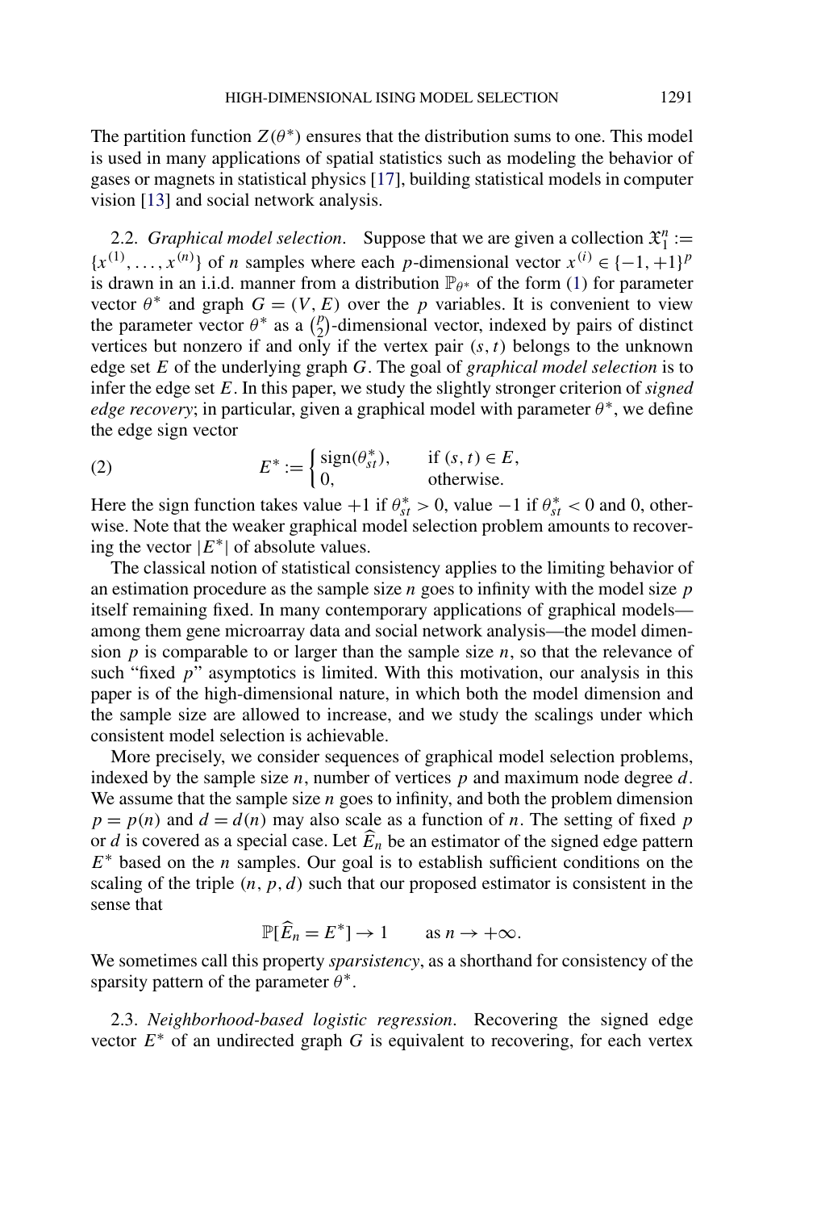The partition function $Z(\theta^*)$ ensures that the distribution sums to one. This model is used in many applications of spatial statistics such as modeling the behavior of gases or magnets in statistical physics [17], building statistical models in computer vision [13] and social network analysis.

2.2. *Graphical model selection*. Suppose that we are given a collection $\mathfrak{X}_1^n := \{x^{(1)}, \ldots, x^{(n)}\}$ of $n$ samples where each $p$-dimensional vector $x^{(i)} \in \{-1, +1\}^p$ is drawn in an i.i.d. manner from a distribution $\mathbb{P}_{\theta^*}$ of the form (1) for parameter vector $\theta^*$ and graph $G = (V, E)$ over the $p$ variables. It is convenient to view the parameter vector $\theta^*$ as a $\binom{p}{2}$-dimensional vector, indexed by pairs of distinct vertices but nonzero if and only if the vertex pair $(s, t)$ belongs to the unknown edge set $E$ of the underlying graph $G$. The goal of *graphical model selection* is to infer the edge set $E$. In this paper, we study the slightly stronger criterion of *signed edge recovery*; in particular, given a graphical model with parameter $\theta^*$, we define the edge sign vector

$$E^* := \begin{cases} \operatorname{sign}(\theta^*_{st}), & \text{if } (s,t) \in E, \\ 0, & \text{otherwise.} \end{cases} \tag{2}$$

Here the sign function takes value $+1$ if $\theta^*_{st} > 0$, value $-1$ if $\theta^*_{st} < 0$ and 0, otherwise. Note that the weaker graphical model selection problem amounts to recovering the vector $|E^*|$ of absolute values.

The classical notion of statistical consistency applies to the limiting behavior of an estimation procedure as the sample size $n$ goes to infinity with the model size $p$ itself remaining fixed. In many contemporary applications of graphical models—among them gene microarray data and social network analysis—the model dimension $p$ is comparable to or larger than the sample size $n$, so that the relevance of such "fixed $p$" asymptotics is limited. With this motivation, our analysis in this paper is of the high-dimensional nature, in which both the model dimension and the sample size are allowed to increase, and we study the scalings under which consistent model selection is achievable.

More precisely, we consider sequences of graphical model selection problems, indexed by the sample size $n$, number of vertices $p$ and maximum node degree $d$. We assume that the sample size $n$ goes to infinity, and both the problem dimension $p = p(n)$ and $d = d(n)$ may also scale as a function of $n$. The setting of fixed $p$ or $d$ is covered as a special case. Let $\widehat{E}_n$ be an estimator of the signed edge pattern $E^*$ based on the $n$ samples. Our goal is to establish sufficient conditions on the scaling of the triple $(n, p, d)$ such that our proposed estimator is consistent in the sense that

$$\mathbb{P}[\widehat{E}_n = E^*] \to 1 \qquad \text{as } n \to +\infty.$$

We sometimes call this property *sparsistency*, as a shorthand for consistency of the sparsity pattern of the parameter $\theta^*$.

2.3. *Neighborhood-based logistic regression*. Recovering the signed edge vector $E^*$ of an undirected graph $G$ is equivalent to recovering, for each vertex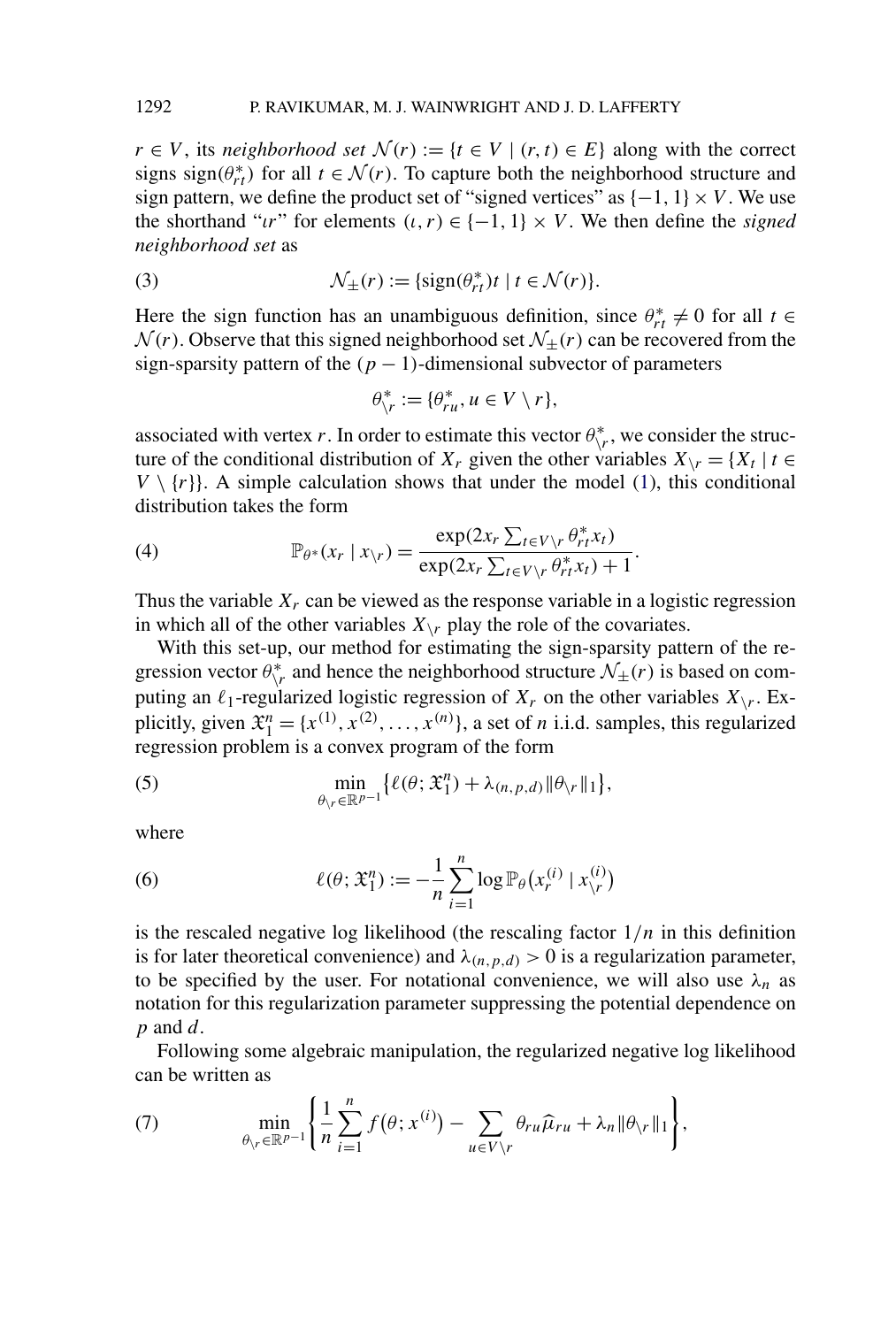$r \in V$, its *neighborhood set* $\mathcal{N}(r) := \{t \in V \mid (r, t) \in E\}$ along with the correct signs $\text{sign}(\theta^*_{rt})$ for all $t \in \mathcal{N}(r)$. To capture both the neighborhood structure and sign pattern, we define the product set of "signed vertices" as $\{-1, 1\} \times V$. We use the shorthand "$\iota r$" for elements $(\iota, r) \in \{-1, 1\} \times V$. We then define the *signed neighborhood set* as

$$\mathcal{N}_{\pm}(r) := \{\text{sign}(\theta^*_{rt})t \mid t \in \mathcal{N}(r)\}. \tag{3}$$

Here the sign function has an unambiguous definition, since $\theta^*_{rt} \neq 0$ for all $t \in \mathcal{N}(r)$. Observe that this signed neighborhood set $\mathcal{N}_{\pm}(r)$ can be recovered from the sign-sparsity pattern of the $(p-1)$-dimensional subvector of parameters

$$\theta^*_{\setminus r} := \{\theta^*_{ru}, u \in V \setminus r\},$$

associated with vertex $r$. In order to estimate this vector $\theta^*_{\setminus r}$, we consider the structure of the conditional distribution of $X_r$ given the other variables $X_{\setminus r} = \{X_t \mid t \in V \setminus \{r\}\}$. A simple calculation shows that under the model (1), this conditional distribution takes the form

$$\mathbb{P}_{\theta^*}(x_r \mid x_{\setminus r}) = \frac{\exp(2x_r \sum_{t \in V \setminus r} \theta^*_{rt} x_t)}{\exp(2x_r \sum_{t \in V \setminus r} \theta^*_{rt} x_t) + 1}. \tag{4}$$

Thus the variable $X_r$ can be viewed as the response variable in a logistic regression in which all of the other variables $X_{\setminus r}$ play the role of the covariates.

With this set-up, our method for estimating the sign-sparsity pattern of the regression vector $\theta^*_{\setminus r}$ and hence the neighborhood structure $\mathcal{N}_{\pm}(r)$ is based on computing an $\ell_1$-regularized logistic regression of $X_r$ on the other variables $X_{\setminus r}$. Explicitly, given $\mathfrak{X}_1^n = \{x^{(1)}, x^{(2)}, \dots, x^{(n)}\}$, a set of $n$ i.i.d. samples, this regularized regression problem is a convex program of the form

$$\min_{\theta_{\setminus r} \in \mathbb{R}^{p-1}} \{\ell(\theta; \mathfrak{X}_1^n) + \lambda_{(n,p,d)} \|\theta_{\setminus r}\|_1\}, \tag{5}$$

where

$$\ell(\theta; \mathfrak{X}_1^n) := -\frac{1}{n} \sum_{i=1}^{n} \log \mathbb{P}_\theta(x_r^{(i)} \mid x_{\setminus r}^{(i)}) \tag{6}$$

is the rescaled negative log likelihood (the rescaling factor $1/n$ in this definition is for later theoretical convenience) and $\lambda_{(n,p,d)} > 0$ is a regularization parameter, to be specified by the user. For notational convenience, we will also use $\lambda_n$ as notation for this regularization parameter suppressing the potential dependence on $p$ and $d$.

Following some algebraic manipulation, the regularized negative log likelihood can be written as

$$\min_{\theta_{\setminus r} \in \mathbb{R}^{p-1}} \left\{ \frac{1}{n} \sum_{i=1}^{n} f(\theta; x^{(i)}) - \sum_{u \in V \setminus r} \theta_{ru} \widehat{\mu}_{ru} + \lambda_n \|\theta_{\setminus r}\|_1 \right\}, \tag{7}$$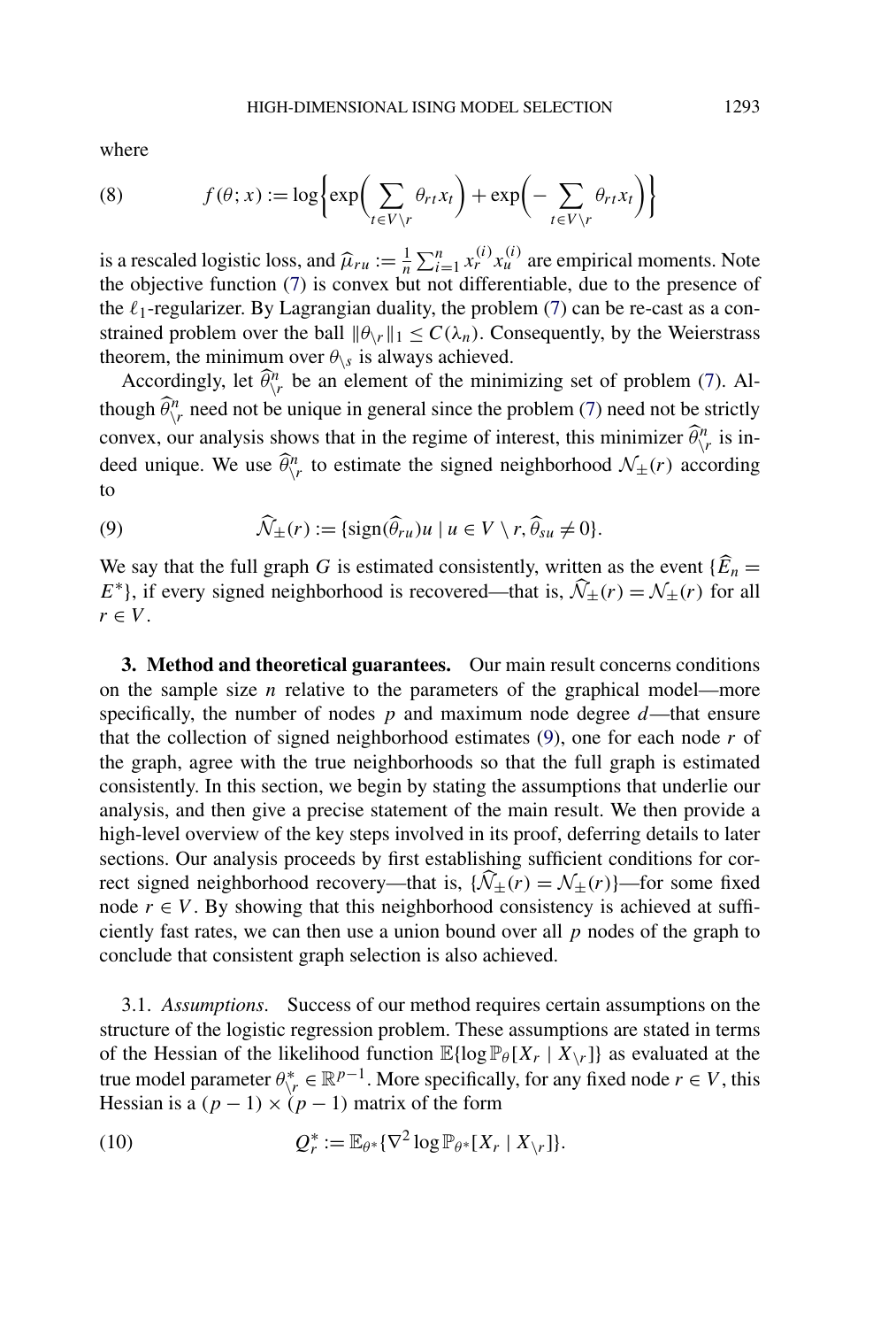where

$$f(\theta; x) := \log\left\{\exp\left(\sum_{t \in V \setminus r} \theta_{rt} x_t\right) + \exp\left(-\sum_{t \in V \setminus r} \theta_{rt} x_t\right)\right\} \tag{8}$$

is a rescaled logistic loss, and $\widehat{\mu}_{ru} := \frac{1}{n}\sum_{i=1}^{n} x_r^{(i)} x_u^{(i)}$ are empirical moments. Note the objective function (7) is convex but not differentiable, due to the presence of the $\ell_1$-regularizer. By Lagrangian duality, the problem (7) can be re-cast as a constrained problem over the ball $\|\theta_{\setminus r}\|_1 \le C(\lambda_n)$. Consequently, by the Weierstrass theorem, the minimum over $\theta_{\setminus s}$ is always achieved.

Accordingly, let $\widehat{\theta}^n_{\setminus r}$ be an element of the minimizing set of problem (7). Although $\widehat{\theta}^n_{\setminus r}$ need not be unique in general since the problem (7) need not be strictly convex, our analysis shows that in the regime of interest, this minimizer $\widehat{\theta}^n_{\setminus r}$ is indeed unique. We use $\widehat{\theta}^n_{\setminus r}$ to estimate the signed neighborhood $\mathcal{N}_{\pm}(r)$ according to

$$\widehat{\mathcal{N}}_{\pm}(r) := \{\operatorname{sign}(\widehat{\theta}_{ru})u \mid u \in V \setminus r, \widehat{\theta}_{su} \neq 0\}. \tag{9}$$

We say that the full graph $G$ is estimated consistently, written as the event $\{\widehat{E}_n = E^*\}$, if every signed neighborhood is recovered—that is, $\widehat{\mathcal{N}}_{\pm}(r) = \mathcal{N}_{\pm}(r)$ for all $r \in V$.

**3. Method and theoretical guarantees.** Our main result concerns conditions on the sample size $n$ relative to the parameters of the graphical model—more specifically, the number of nodes $p$ and maximum node degree $d$—that ensure that the collection of signed neighborhood estimates (9), one for each node $r$ of the graph, agree with the true neighborhoods so that the full graph is estimated consistently. In this section, we begin by stating the assumptions that underlie our analysis, and then give a precise statement of the main result. We then provide a high-level overview of the key steps involved in its proof, deferring details to later sections. Our analysis proceeds by first establishing sufficient conditions for correct signed neighborhood recovery—that is, $\{\widehat{\mathcal{N}}_{\pm}(r) = \mathcal{N}_{\pm}(r)\}$—for some fixed node $r \in V$. By showing that this neighborhood consistency is achieved at sufficiently fast rates, we can then use a union bound over all $p$ nodes of the graph to conclude that consistent graph selection is also achieved.

3.1. *Assumptions*. Success of our method requires certain assumptions on the structure of the logistic regression problem. These assumptions are stated in terms of the Hessian of the likelihood function $\mathbb{E}\{\log \mathbb{P}_{\theta}[X_r \mid X_{\setminus r}]\}$ as evaluated at the true model parameter $\theta^*_{\setminus r} \in \mathbb{R}^{p-1}$. More specifically, for any fixed node $r \in V$, this Hessian is a $(p-1) \times (p-1)$ matrix of the form

$$Q^*_r := \mathbb{E}_{\theta^*}\{\nabla^2 \log \mathbb{P}_{\theta^*}[X_r \mid X_{\setminus r}]\}. \tag{10}$$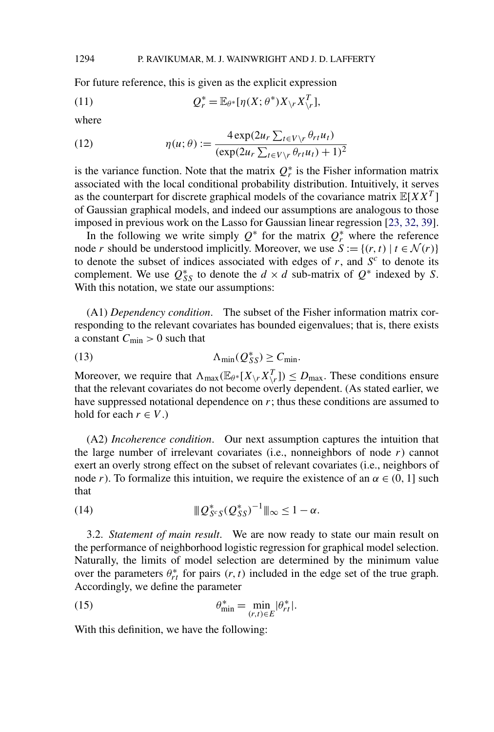For future reference, this is given as the explicit expression

$$Q_r^* = \mathbb{E}_{\theta^*}[\eta(X;\theta^*) X_{\setminus r} X_{\setminus r}^T], \tag{11}$$

where

$$\eta(u;\theta) := \frac{4\exp(2u_r \sum_{t \in V \setminus r} \theta_{rt} u_t)}{(\exp(2u_r \sum_{t\in V\setminus r} \theta_{rt} u_t) + 1)^2} \tag{12}$$

is the variance function. Note that the matrix $Q_r^*$ is the Fisher information matrix associated with the local conditional probability distribution. Intuitively, it serves as the counterpart for discrete graphical models of the covariance matrix $\mathbb{E}[XX^T]$ of Gaussian graphical models, and indeed our assumptions are analogous to those imposed in previous work on the Lasso for Gaussian linear regression [23, 32, 39].

In the following we write simply $Q^*$ for the matrix $Q_r^*$ where the reference node $r$ should be understood implicitly. Moreover, we use $S := \{(r,t) \mid t \in \mathcal{N}(r)\}$ to denote the subset of indices associated with edges of $r$, and $S^c$ to denote its complement. We use $Q_{SS}^*$ to denote the $d \times d$ sub-matrix of $Q^*$ indexed by $S$. With this notation, we state our assumptions:

(A1) *Dependency condition*. The subset of the Fisher information matrix corresponding to the relevant covariates has bounded eigenvalues; that is, there exists a constant $C_{\min} > 0$ such that

$$\Lambda_{\min}(Q_{SS}^*) \geq C_{\min}. \tag{13}$$

Moreover, we require that $\Lambda_{\max}(\mathbb{E}_{\theta^*}[X_{\setminus r} X_{\setminus r}^T]) \leq D_{\max}$. These conditions ensure that the relevant covariates do not become overly dependent. (As stated earlier, we have suppressed notational dependence on $r$; thus these conditions are assumed to hold for each $r \in V$.)

(A2) *Incoherence condition*. Our next assumption captures the intuition that the large number of irrelevant covariates (i.e., nonneighbors of node $r$) cannot exert an overly strong effect on the subset of relevant covariates (i.e., neighbors of node $r$). To formalize this intuition, we require the existence of an $\alpha \in (0, 1]$ such that

$$|||Q_{S^c S}^* (Q_{SS}^*)^{-1}|||_\infty \leq 1 - \alpha. \tag{14}$$

3.2. *Statement of main result*. We are now ready to state our main result on the performance of neighborhood logistic regression for graphical model selection. Naturally, the limits of model selection are determined by the minimum value over the parameters $\theta_{rt}^*$ for pairs $(r,t)$ included in the edge set of the true graph. Accordingly, we define the parameter

$$\theta_{\min}^* = \min_{(r,t)\in E} |\theta_{rt}^*|. \tag{15}$$

With this definition, we have the following: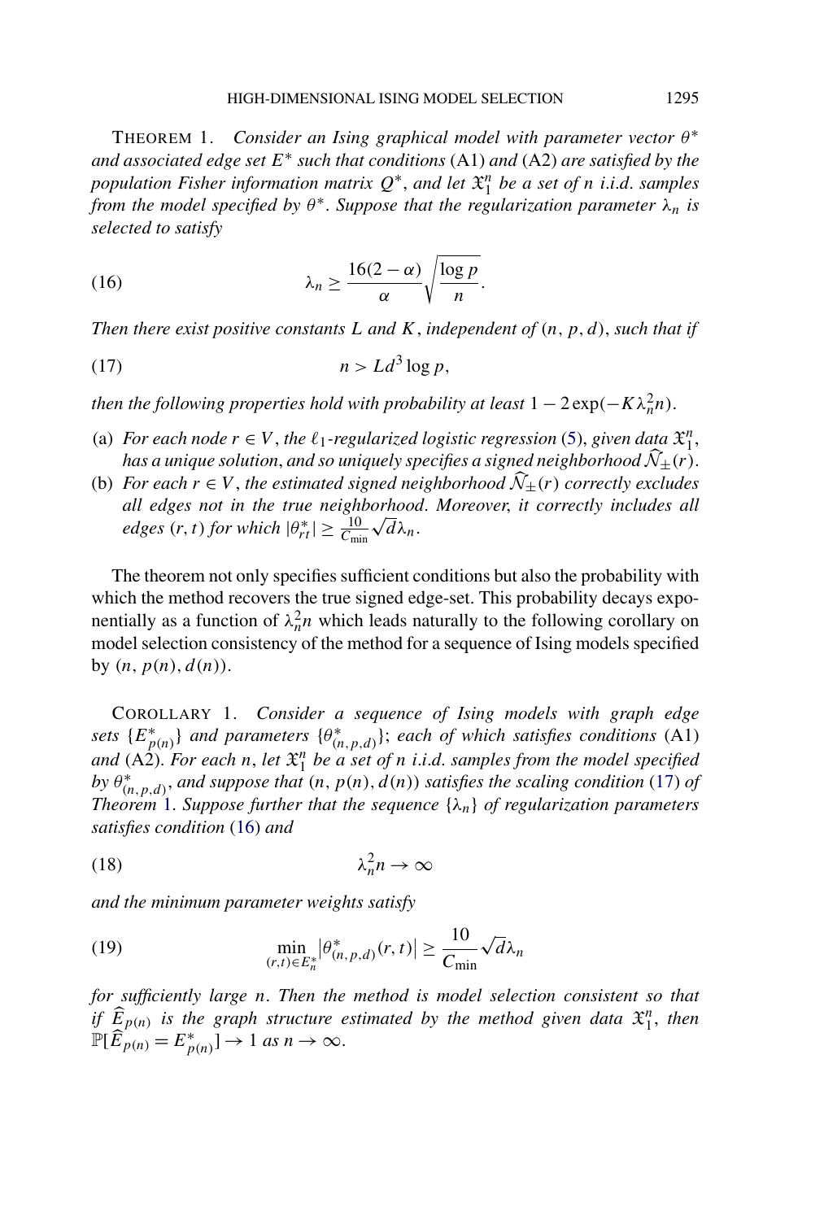THEOREM 1. *Consider an Ising graphical model with parameter vector $\theta^*$ and associated edge set $E^*$ such that conditions* (A1) *and* (A2) *are satisfied by the population Fisher information matrix $Q^*$, and let $\mathfrak{X}_1^n$ be a set of $n$ i.i.d. samples from the model specified by $\theta^*$. Suppose that the regularization parameter $\lambda_n$ is selected to satisfy*

$$\lambda_n \geq \frac{16(2-\alpha)}{\alpha}\sqrt{\frac{\log p}{n}}. \tag{16}$$

*Then there exist positive constants $L$ and $K$, independent of $(n, p, d)$, such that if*

$$n > Ld^3 \log p, \tag{17}$$

*then the following properties hold with probability at least $1 - 2\exp(-K\lambda_n^2 n)$.*

(a) *For each node $r \in V$, the $\ell_1$-regularized logistic regression* (5), *given data $\mathfrak{X}_1^n$, has a unique solution, and so uniquely specifies a signed neighborhood $\widehat{\mathcal{N}}_\pm(r)$.*
(b) *For each $r \in V$, the estimated signed neighborhood $\widehat{\mathcal{N}}_\pm(r)$ correctly excludes all edges not in the true neighborhood. Moreover, it correctly includes all edges $(r,t)$ for which $|\theta^*_{rt}| \geq \frac{10}{C_{\min}}\sqrt{d}\lambda_n$.*

The theorem not only specifies sufficient conditions but also the probability with which the method recovers the true signed edge-set. This probability decays exponentially as a function of $\lambda_n^2 n$ which leads naturally to the following corollary on model selection consistency of the method for a sequence of Ising models specified by $(n, p(n), d(n))$.

COROLLARY 1. *Consider a sequence of Ising models with graph edge sets $\{E^*_{p(n)}\}$ and parameters $\{\theta^*_{(n,p,d)}\}$; each of which satisfies conditions* (A1) *and* (A2). *For each $n$, let $\mathfrak{X}_1^n$ be a set of $n$ i.i.d. samples from the model specified by $\theta^*_{(n,p,d)}$, and suppose that $(n, p(n), d(n))$ satisfies the scaling condition* (17) *of Theorem* 1. *Suppose further that the sequence $\{\lambda_n\}$ of regularization parameters satisfies condition* (16) *and*

$$\lambda_n^2 n \to \infty \tag{18}$$

*and the minimum parameter weights satisfy*

$$\min_{(r,t)\in E_n^*} \left|\theta^*_{(n,p,d)}(r,t)\right| \geq \frac{10}{C_{\min}}\sqrt{d}\lambda_n \tag{19}$$

*for sufficiently large $n$. Then the method is model selection consistent so that if $\widehat{E}_{p(n)}$ is the graph structure estimated by the method given data $\mathfrak{X}_1^n$, then $\mathbb{P}[\widehat{E}_{p(n)} = E^*_{p(n)}] \to 1$ as $n \to \infty$.*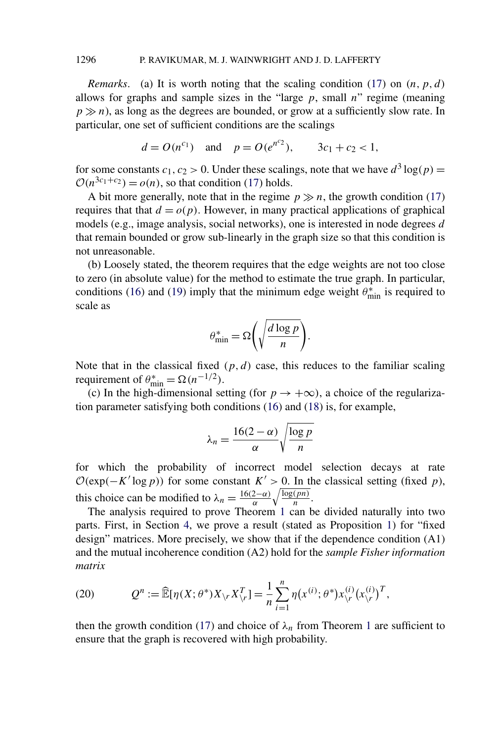*Remarks*. (a) It is worth noting that the scaling condition (17) on $(n, p, d)$ allows for graphs and sample sizes in the "large $p$, small $n$" regime (meaning $p \gg n$), as long as the degrees are bounded, or grow at a sufficiently slow rate. In particular, one set of sufficient conditions are the scalings

$$d = O(n^{c_1}) \quad \text{and} \quad p = O(e^{n^{c_2}}), \qquad 3c_1 + c_2 < 1,$$

for some constants $c_1, c_2 > 0$. Under these scalings, note that we have $d^3 \log(p) = \mathcal{O}(n^{3c_1+c_2}) = o(n)$, so that condition (17) holds.

A bit more generally, note that in the regime $p \gg n$, the growth condition (17) requires that that $d = o(p)$. However, in many practical applications of graphical models (e.g., image analysis, social networks), one is interested in node degrees $d$ that remain bounded or grow sub-linearly in the graph size so that this condition is not unreasonable.

(b) Loosely stated, the theorem requires that the edge weights are not too close to zero (in absolute value) for the method to estimate the true graph. In particular, conditions (16) and (19) imply that the minimum edge weight $\theta^*_{\min}$ is required to scale as

$$\theta^*_{\min} = \Omega\left(\sqrt{\frac{d \log p}{n}}\right).$$

Note that in the classical fixed $(p, d)$ case, this reduces to the familiar scaling requirement of $\theta^*_{\min} = \Omega(n^{-1/2})$.

(c) In the high-dimensional setting (for $p \to +\infty$), a choice of the regularization parameter satisfying both conditions (16) and (18) is, for example,

$$\lambda_n = \frac{16(2 - \alpha)}{\alpha} \sqrt{\frac{\log p}{n}}$$

for which the probability of incorrect model selection decays at rate $\mathcal{O}(\exp(-K' \log p))$ for some constant $K' > 0$. In the classical setting (fixed $p$), this choice can be modified to $\lambda_n = \frac{16(2-\alpha)}{\alpha}\sqrt{\frac{\log(pn)}{n}}$.

The analysis required to prove Theorem 1 can be divided naturally into two parts. First, in Section 4, we prove a result (stated as Proposition 1) for "fixed design" matrices. More precisely, we show that if the dependence condition (A1) and the mutual incoherence condition (A2) hold for the *sample Fisher information matrix*

$$Q^n := \widehat{\mathbb{E}}[\eta(X; \theta^*) X_{\backslash r} X_{\backslash r}^T] = \frac{1}{n} \sum_{i=1}^{n} \eta(x^{(i)}; \theta^*) x_{\backslash r}^{(i)} (x_{\backslash r}^{(i)})^T, \tag{20}$$

then the growth condition (17) and choice of $\lambda_n$ from Theorem 1 are sufficient to ensure that the graph is recovered with high probability.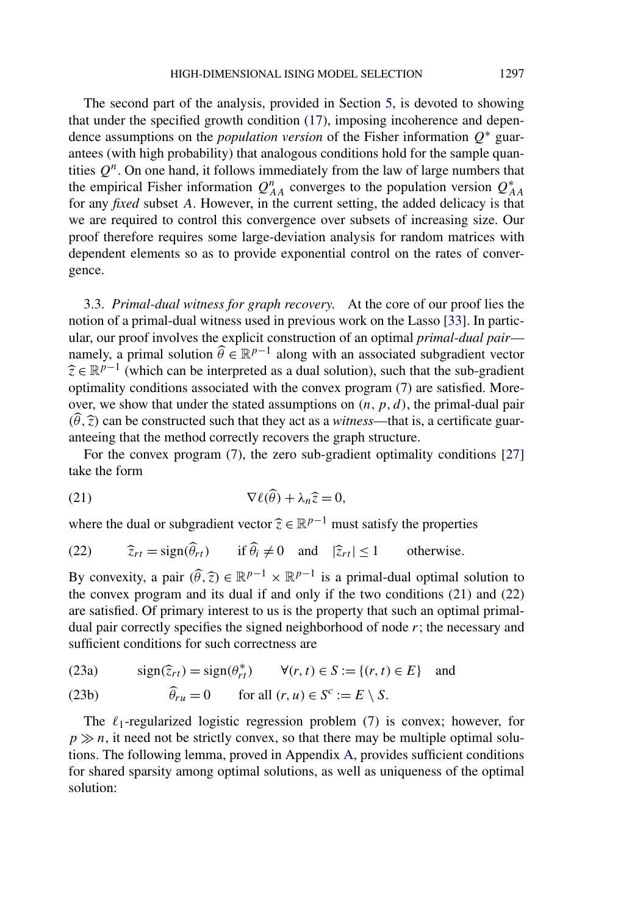The second part of the analysis, provided in Section 5, is devoted to showing that under the specified growth condition (17), imposing incoherence and dependence assumptions on the *population version* of the Fisher information $Q^*$ guarantees (with high probability) that analogous conditions hold for the sample quantities $Q^n$. On one hand, it follows immediately from the law of large numbers that the empirical Fisher information $Q^n_{AA}$ converges to the population version $Q^*_{AA}$ for any *fixed* subset $A$. However, in the current setting, the added delicacy is that we are required to control this convergence over subsets of increasing size. Our proof therefore requires some large-deviation analysis for random matrices with dependent elements so as to provide exponential control on the rates of convergence.

### 3.3. *Primal-dual witness for graph recovery.*

At the core of our proof lies the notion of a primal-dual witness used in previous work on the Lasso [33]. In particular, our proof involves the explicit construction of an optimal *primal-dual pair*—namely, a primal solution $\widehat{\theta} \in \mathbb{R}^{p-1}$ along with an associated subgradient vector $\widehat{z} \in \mathbb{R}^{p-1}$ (which can be interpreted as a dual solution), such that the sub-gradient optimality conditions associated with the convex program (7) are satisfied. Moreover, we show that under the stated assumptions on $(n, p, d)$, the primal-dual pair $(\widehat{\theta}, \widehat{z})$ can be constructed such that they act as a *witness*—that is, a certificate guaranteeing that the method correctly recovers the graph structure.

For the convex program (7), the zero sub-gradient optimality conditions [27] take the form

$$\nabla \ell(\widehat{\theta}) + \lambda_n \widehat{z} = 0, \tag{21}$$

where the dual or subgradient vector $\widehat{z} \in \mathbb{R}^{p-1}$ must satisfy the properties

$$\widehat{z}_{rt} = \operatorname{sign}(\widehat{\theta}_{rt}) \qquad \text{if } \widehat{\theta}_i \neq 0 \quad \text{and} \quad |\widehat{z}_{rt}| \leq 1 \qquad \text{otherwise.} \tag{22}$$

By convexity, a pair $(\widehat{\theta}, \widehat{z}) \in \mathbb{R}^{p-1} \times \mathbb{R}^{p-1}$ is a primal-dual optimal solution to the convex program and its dual if and only if the two conditions (21) and (22) are satisfied. Of primary interest to us is the property that such an optimal primal-dual pair correctly specifies the signed neighborhood of node $r$; the necessary and sufficient conditions for such correctness are

$$\operatorname{sign}(\widehat{z}_{rt}) = \operatorname{sign}(\theta^*_{rt}) \qquad \forall (r, t) \in S := \{(r, t) \in E\} \quad \text{and} \tag{23a}$$

$$\widehat{\theta}_{ru} = 0 \qquad \text{for all } (r, u) \in S^c := E \setminus S. \tag{23b}$$

The $\ell_1$-regularized logistic regression problem (7) is convex; however, for $p \gg n$, it need not be strictly convex, so that there may be multiple optimal solutions. The following lemma, proved in Appendix A, provides sufficient conditions for shared sparsity among optimal solutions, as well as uniqueness of the optimal solution: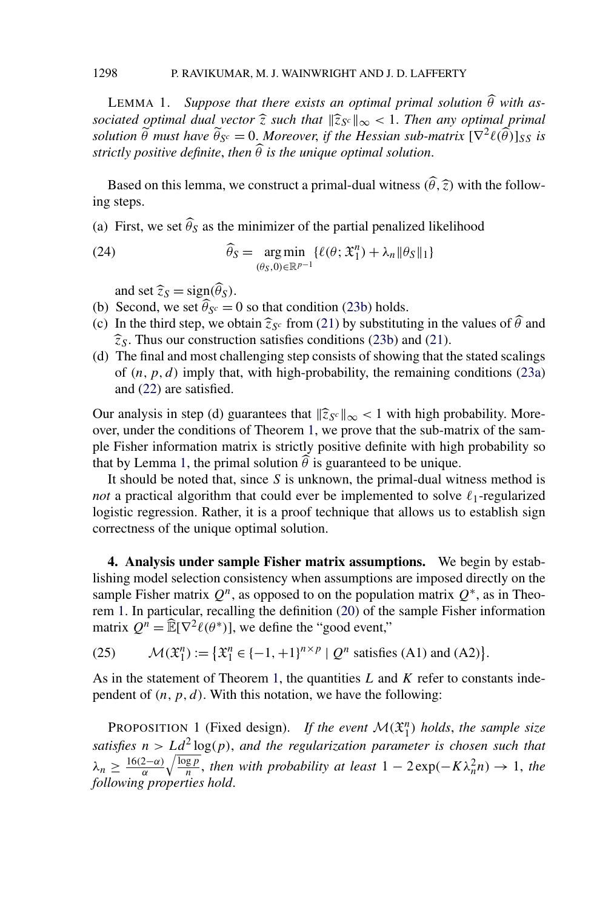LEMMA 1. *Suppose that there exists an optimal primal solution $\widehat{\theta}$ with associated optimal dual vector $\widehat{z}$ such that $\|\widehat{z}_{S^c}\|_\infty < 1$. Then any optimal primal solution $\widetilde{\theta}$ must have $\widetilde{\theta}_{S^c} = 0$. Moreover, if the Hessian sub-matrix $[\nabla^2 \ell(\widehat{\theta})]_{SS}$ is strictly positive definite, then $\widehat{\theta}$ is the unique optimal solution.*

Based on this lemma, we construct a primal-dual witness $(\widehat{\theta}, \widehat{z})$ with the following steps.

(a) First, we set $\widehat{\theta}_S$ as the minimizer of the partial penalized likelihood

$$\widehat{\theta}_S = \underset{(\theta_S, 0) \in \mathbb{R}^{p-1}}{\arg\min} \{\ell(\theta; \mathfrak{X}_1^n) + \lambda_n \|\theta_S\|_1\} \tag{24}$$

and set $\widehat{z}_S = \operatorname{sign}(\widehat{\theta}_S)$.

(b) Second, we set $\widehat{\theta}_{S^c} = 0$ so that condition (23b) holds.

(c) In the third step, we obtain $\widehat{z}_{S^c}$ from (21) by substituting in the values of $\widehat{\theta}$ and $\widehat{z}_S$. Thus our construction satisfies conditions (23b) and (21).

(d) The final and most challenging step consists of showing that the stated scalings of $(n, p, d)$ imply that, with high-probability, the remaining conditions (23a) and (22) are satisfied.

Our analysis in step (d) guarantees that $\|\widehat{z}_{S^c}\|_\infty < 1$ with high probability. Moreover, under the conditions of Theorem 1, we prove that the sub-matrix of the sample Fisher information matrix is strictly positive definite with high probability so that by Lemma 1, the primal solution $\widehat{\theta}$ is guaranteed to be unique.

It should be noted that, since $S$ is unknown, the primal-dual witness method is *not* a practical algorithm that could ever be implemented to solve $\ell_1$-regularized logistic regression. Rather, it is a proof technique that allows us to establish sign correctness of the unique optimal solution.

**4. Analysis under sample Fisher matrix assumptions.** We begin by establishing model selection consistency when assumptions are imposed directly on the sample Fisher matrix $Q^n$, as opposed to on the population matrix $Q^*$, as in Theorem 1. In particular, recalling the definition (20) of the sample Fisher information matrix $Q^n = \widehat{\mathbb{E}}[\nabla^2 \ell(\theta^*)]$, we define the "good event,"

$$\mathcal{M}(\mathfrak{X}_1^n) := \{\mathfrak{X}_1^n \in \{-1, +1\}^{n \times p} \mid Q^n \text{ satisfies (A1) and (A2)}\}. \tag{25}$$

As in the statement of Theorem 1, the quantities $L$ and $K$ refer to constants independent of $(n, p, d)$. With this notation, we have the following:

PROPOSITION 1 (Fixed design). *If the event $\mathcal{M}(\mathfrak{X}_1^n)$ holds, the sample size satisfies $n > Ld^2 \log(p)$, and the regularization parameter is chosen such that $\lambda_n \geq \frac{16(2-\alpha)}{\alpha} \sqrt{\frac{\log p}{n}}$, then with probability at least $1 - 2\exp(-K\lambda_n^2 n) \to 1$, the following properties hold.*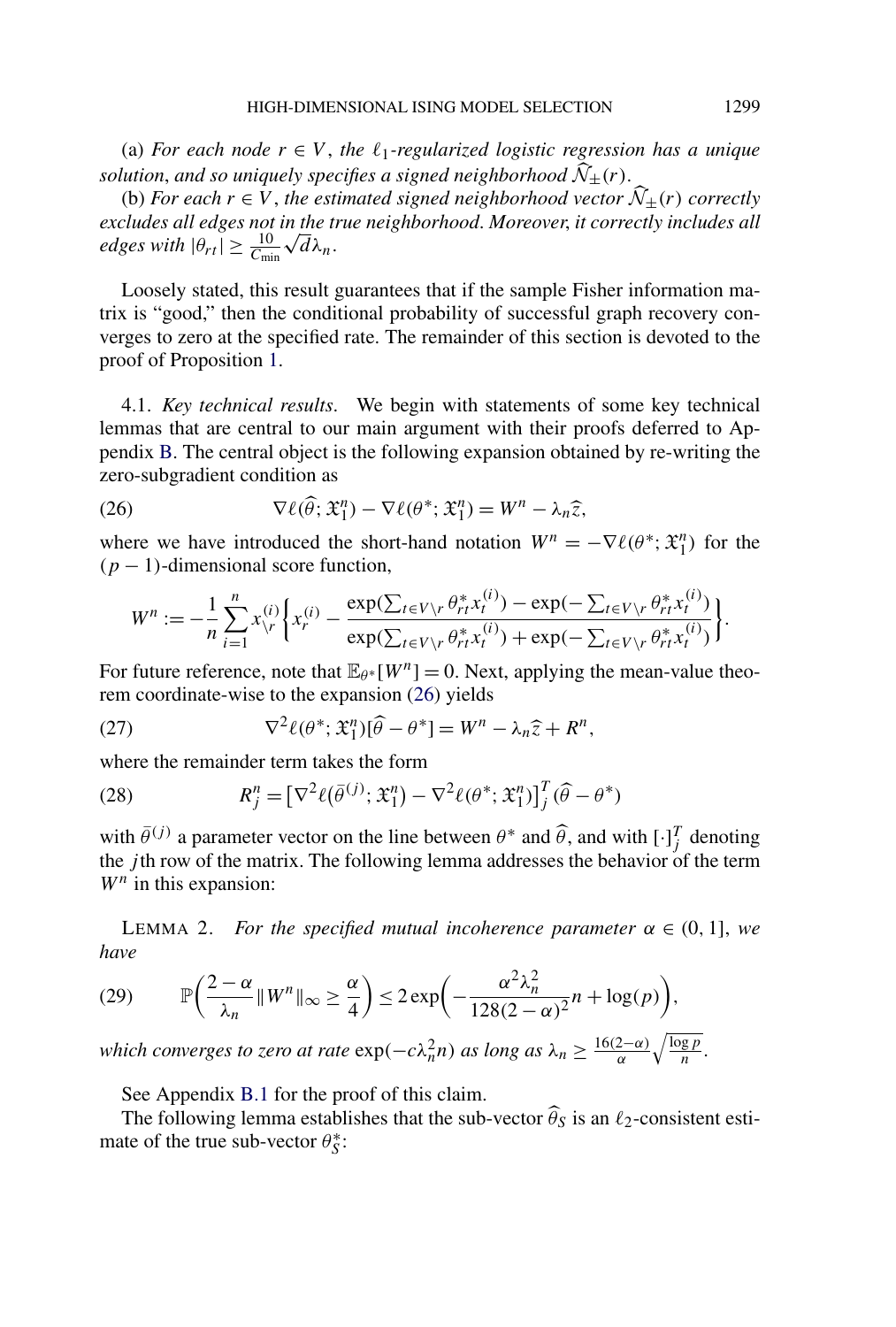(a) *For each node $r \in V$, the $\ell_1$-regularized logistic regression has a unique solution, and so uniquely specifies a signed neighborhood $\widehat{\mathcal{N}}_{\pm}(r)$.*

(b) *For each $r \in V$, the estimated signed neighborhood vector $\widehat{\mathcal{N}}_{\pm}(r)$ correctly excludes all edges not in the true neighborhood. Moreover, it correctly includes all edges with $|\theta_{rt}| \geq \frac{10}{C_{\min}}\sqrt{d}\lambda_n$.*

Loosely stated, this result guarantees that if the sample Fisher information matrix is "good," then the conditional probability of successful graph recovery converges to zero at the specified rate. The remainder of this section is devoted to the proof of Proposition 1.

4.1. *Key technical results*. We begin with statements of some key technical lemmas that are central to our main argument with their proofs deferred to Appendix B. The central object is the following expansion obtained by re-writing the zero-subgradient condition as

$$\nabla \ell(\widehat{\theta}; \mathfrak{X}_1^n) - \nabla \ell(\theta^*; \mathfrak{X}_1^n) = W^n - \lambda_n \widehat{z}, \tag{26}$$

where we have introduced the short-hand notation $W^n = -\nabla \ell(\theta^*; \mathfrak{X}_1^n)$ for the $(p-1)$-dimensional score function,

$$W^n := -\frac{1}{n}\sum_{i=1}^{n} x_{\backslash r}^{(i)} \left\{ x_r^{(i)} - \frac{\exp(\sum_{t \in V \backslash r} \theta_{rt}^* x_t^{(i)}) - \exp(-\sum_{t \in V \backslash r} \theta_{rt}^* x_t^{(i)})}{\exp(\sum_{t \in V \backslash r} \theta_{rt}^* x_t^{(i)}) + \exp(-\sum_{t \in V \backslash r} \theta_{rt}^* x_t^{(i)})} \right\}.$$

For future reference, note that $\mathbb{E}_{\theta^*}[W^n] = 0$. Next, applying the mean-value theorem coordinate-wise to the expansion (26) yields

$$\nabla^2 \ell(\theta^*; \mathfrak{X}_1^n)[\widehat{\theta} - \theta^*] = W^n - \lambda_n \widehat{z} + R^n, \tag{27}$$

where the remainder term takes the form

$$R_j^n = \left[\nabla^2 \ell(\bar{\theta}^{(j)}; \mathfrak{X}_1^n) - \nabla^2 \ell(\theta^*; \mathfrak{X}_1^n)\right]_j^T (\widehat{\theta} - \theta^*) \tag{28}$$

with $\bar{\theta}^{(j)}$ a parameter vector on the line between $\theta^*$ and $\widehat{\theta}$, and with $[\cdot]_j^T$ denoting the $j$th row of the matrix. The following lemma addresses the behavior of the term $W^n$ in this expansion:

LEMMA 2. *For the specified mutual incoherence parameter $\alpha \in (0, 1]$, we have*

$$\mathbb{P}\left(\frac{2-\alpha}{\lambda_n}\|W^n\|_\infty \geq \frac{\alpha}{4}\right) \leq 2\exp\left(-\frac{\alpha^2 \lambda_n^2}{128(2-\alpha)^2} n + \log(p)\right), \tag{29}$$

*which converges to zero at rate $\exp(-c\lambda_n^2 n)$ as long as $\lambda_n \geq \frac{16(2-\alpha)}{\alpha}\sqrt{\frac{\log p}{n}}$.*

See Appendix B.1 for the proof of this claim.

The following lemma establishes that the sub-vector $\widehat{\theta}_S$ is an $\ell_2$-consistent estimate of the true sub-vector $\theta_S^*$: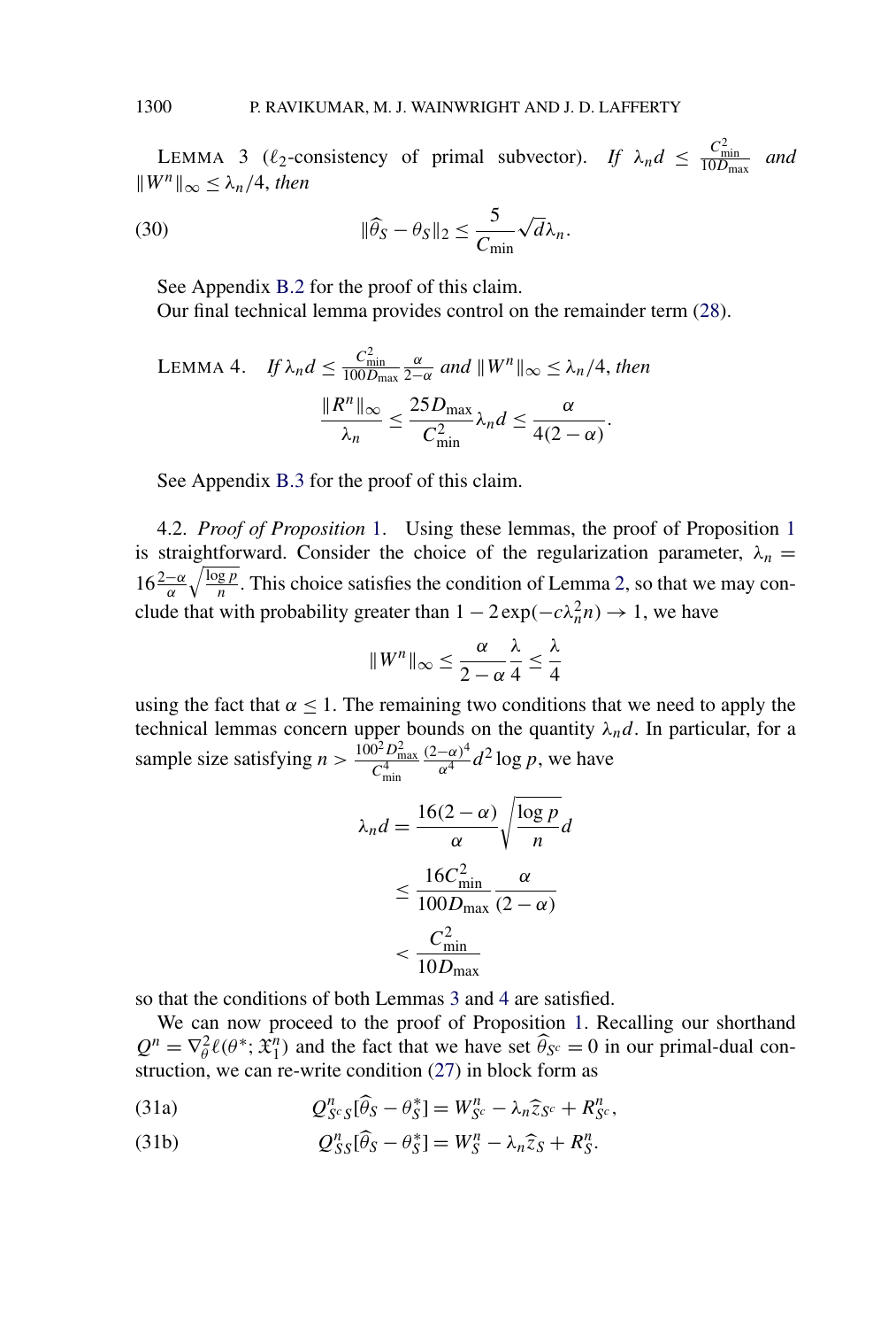LEMMA 3 ($\ell_2$-consistency of primal subvector). *If* $\lambda_n d \leq \frac{C_{\min}^2}{10 D_{\max}}$ *and* $\|W^n\|_\infty \leq \lambda_n/4$, *then*

$$\|\widehat{\theta}_S - \theta_S\|_2 \leq \frac{5}{C_{\min}} \sqrt{d} \lambda_n. \tag{30}$$

See Appendix B.2 for the proof of this claim.

Our final technical lemma provides control on the remainder term (28).

LEMMA 4. *If* $\lambda_n d \leq \frac{C_{\min}^2}{100 D_{\max}} \frac{\alpha}{2-\alpha}$ *and* $\|W^n\|_\infty \leq \lambda_n/4$, *then*

$$\frac{\|R^n\|_\infty}{\lambda_n} \leq \frac{25 D_{\max}}{C_{\min}^2} \lambda_n d \leq \frac{\alpha}{4(2-\alpha)}.$$

See Appendix B.3 for the proof of this claim.

4.2. *Proof of Proposition* 1. Using these lemmas, the proof of Proposition 1 is straightforward. Consider the choice of the regularization parameter, $\lambda_n = 16 \frac{2-\alpha}{\alpha} \sqrt{\frac{\log p}{n}}$. This choice satisfies the condition of Lemma 2, so that we may conclude that with probability greater than $1 - 2\exp(-c\lambda_n^2 n) \to 1$, we have

$$\|W^n\|_\infty \leq \frac{\alpha}{2-\alpha} \frac{\lambda}{4} \leq \frac{\lambda}{4}$$

using the fact that $\alpha \leq 1$. The remaining two conditions that we need to apply the technical lemmas concern upper bounds on the quantity $\lambda_n d$. In particular, for a sample size satisfying $n > \frac{100^2 D_{\max}^2}{C_{\min}^4} \frac{(2-\alpha)^4}{\alpha^4} d^2 \log p$, we have

$$\begin{aligned}
\lambda_n d &= \frac{16(2-\alpha)}{\alpha} \sqrt{\frac{\log p}{n}} d \\
&\leq \frac{16 C_{\min}^2}{100 D_{\max}} \frac{\alpha}{(2-\alpha)} \\
&< \frac{C_{\min}^2}{10 D_{\max}}
\end{aligned}$$

so that the conditions of both Lemmas 3 and 4 are satisfied.

We can now proceed to the proof of Proposition 1. Recalling our shorthand $Q^n = \nabla_\theta^2 \ell(\theta^*; \mathfrak{X}_1^n)$ and the fact that we have set $\widehat{\theta}_{S^c} = 0$ in our primal-dual construction, we can re-write condition (27) in block form as

$$Q_{S^c S}^n [\widehat{\theta}_S - \theta_S^*] = W_{S^c}^n - \lambda_n \widehat{z}_{S^c} + R_{S^c}^n, \tag{31a}$$

$$Q_{SS}^n [\widehat{\theta}_S - \theta_S^*] = W_S^n - \lambda_n \widehat{z}_S + R_S^n. \tag{31b}$$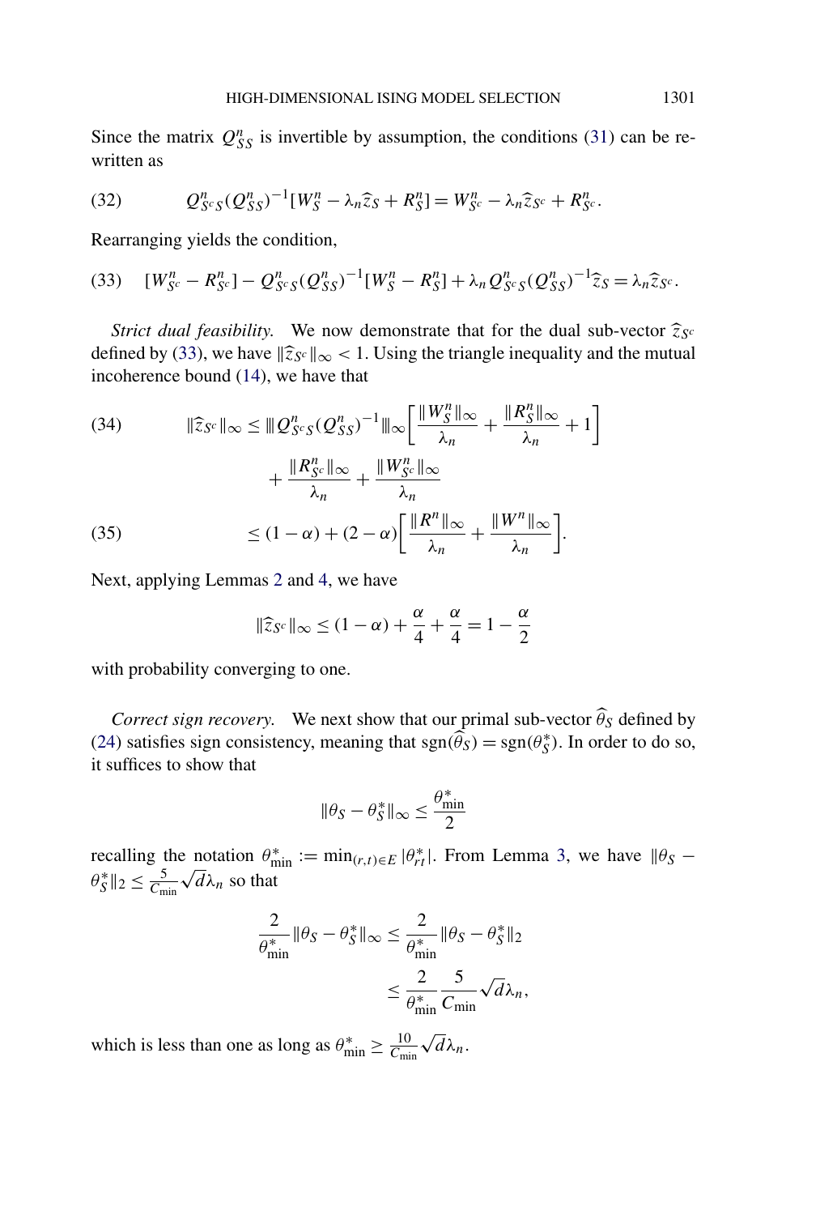Since the matrix $Q_{SS}^n$ is invertible by assumption, the conditions (31) can be rewritten as

$$Q_{S^cS}^n(Q_{SS}^n)^{-1}[W_S^n - \lambda_n \widehat{z}_S + R_S^n] = W_{S^c}^n - \lambda_n \widehat{z}_{S^c} + R_{S^c}^n. \tag{32}$$

Rearranging yields the condition,

$$[W_{S^c}^n - R_{S^c}^n] - Q_{S^cS}^n(Q_{SS}^n)^{-1}[W_S^n - R_S^n] + \lambda_n Q_{S^cS}^n(Q_{SS}^n)^{-1}\widehat{z}_S = \lambda_n \widehat{z}_{S^c}. \tag{33}$$

*Strict dual feasibility.* We now demonstrate that for the dual sub-vector $\widehat{z}_{S^c}$ defined by (33), we have $\|\widehat{z}_{S^c}\|_\infty < 1$. Using the triangle inequality and the mutual incoherence bound (14), we have that

$$\begin{aligned}
\|\widehat{z}_{S^c}\|_\infty &\le \||Q_{S^cS}^n(Q_{SS}^n)^{-1}\||_\infty \left[\frac{\|W_S^n\|_\infty}{\lambda_n} + \frac{\|R_S^n\|_\infty}{\lambda_n} + 1\right] \\
&\quad + \frac{\|R_{S^c}^n\|_\infty}{\lambda_n} + \frac{\|W_{S^c}^n\|_\infty}{\lambda_n} && (34) \\
&\le (1-\alpha) + (2-\alpha)\left[\frac{\|R^n\|_\infty}{\lambda_n} + \frac{\|W^n\|_\infty}{\lambda_n}\right]. && (35)
\end{aligned}$$

Next, applying Lemmas 2 and 4, we have

$$\|\widehat{z}_{S^c}\|_\infty \le (1-\alpha) + \frac{\alpha}{4} + \frac{\alpha}{4} = 1 - \frac{\alpha}{2}$$

with probability converging to one.

*Correct sign recovery.* We next show that our primal sub-vector $\widehat{\theta}_S$ defined by (24) satisfies sign consistency, meaning that $\operatorname{sgn}(\widehat{\theta}_S) = \operatorname{sgn}(\theta_S^*)$. In order to do so, it suffices to show that

$$\|\theta_S - \theta_S^*\|_\infty \le \frac{\theta_{\min}^*}{2}$$

recalling the notation $\theta_{\min}^* := \min_{(r,t)\in E} |\theta_{rt}^*|$. From Lemma 3, we have $\|\theta_S - \theta_S^*\|_2 \le \frac{5}{C_{\min}}\sqrt{d}\lambda_n$ so that

$$\begin{aligned}
\frac{2}{\theta_{\min}^*}\|\theta_S - \theta_S^*\|_\infty &\le \frac{2}{\theta_{\min}^*}\|\theta_S - \theta_S^*\|_2 \\
&\le \frac{2}{\theta_{\min}^*}\frac{5}{C_{\min}}\sqrt{d}\lambda_n,
\end{aligned}$$

which is less than one as long as $\theta_{\min}^* \ge \frac{10}{C_{\min}}\sqrt{d}\lambda_n$.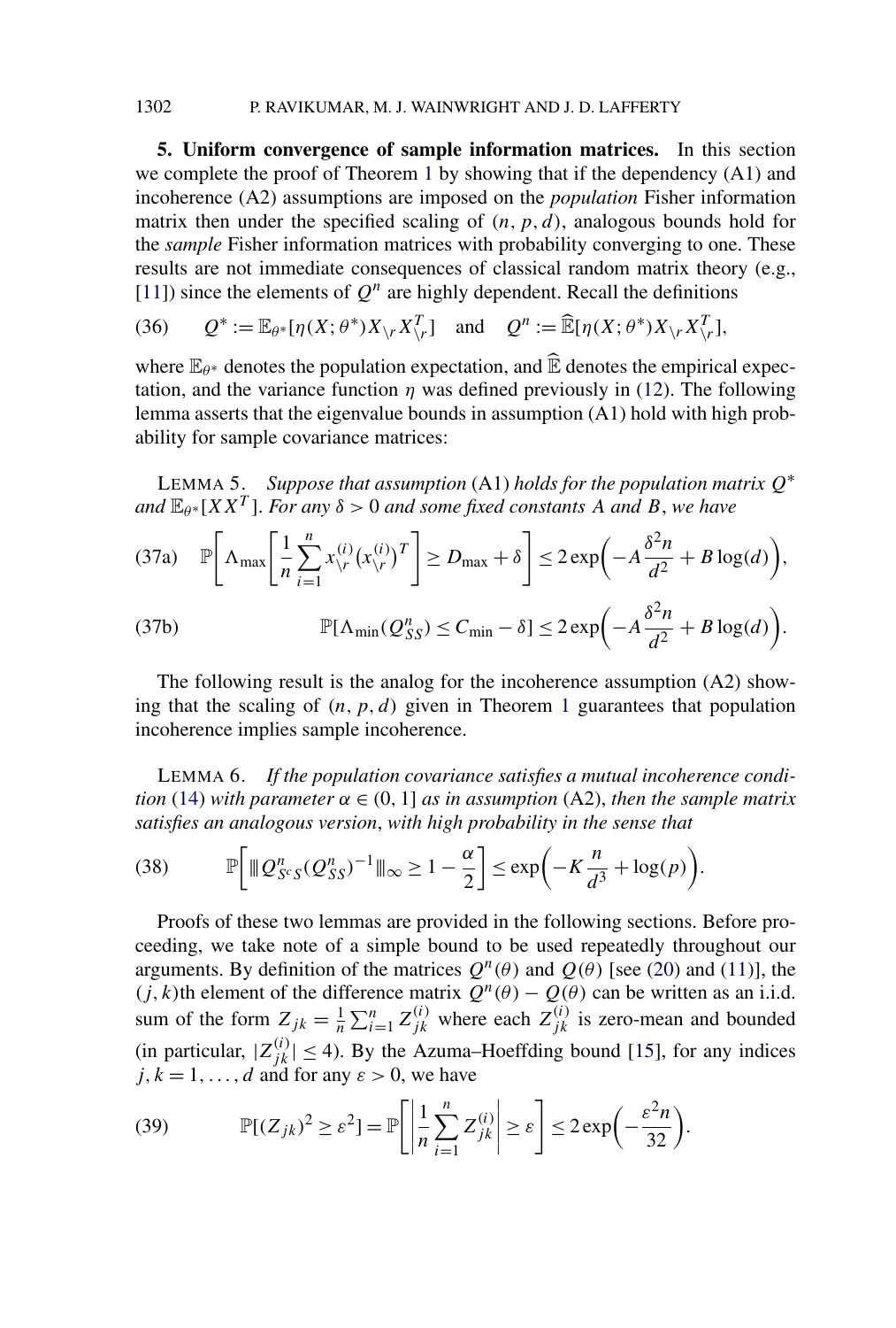**5. Uniform convergence of sample information matrices.** In this section we complete the proof of Theorem 1 by showing that if the dependency (A1) and incoherence (A2) assumptions are imposed on the *population* Fisher information matrix then under the specified scaling of $(n, p, d)$, analogous bounds hold for the *sample* Fisher information matrices with probability converging to one. These results are not immediate consequences of classical random matrix theory (e.g., [11]) since the elements of $Q^n$ are highly dependent. Recall the definitions

$$Q^* := \mathbb{E}_{\theta^*}[\eta(X;\theta^*)X_{\backslash r}X_{\backslash r}^T] \quad \text{and} \quad Q^n := \widehat{\mathbb{E}}[\eta(X;\theta^*)X_{\backslash r}X_{\backslash r}^T], \tag{36}$$

where $\mathbb{E}_{\theta^*}$ denotes the population expectation, and $\widehat{\mathbb{E}}$ denotes the empirical expectation, and the variance function $\eta$ was defined previously in (12). The following lemma asserts that the eigenvalue bounds in assumption (A1) hold with high probability for sample covariance matrices:

LEMMA 5. *Suppose that assumption* (A1) *holds for the population matrix* $Q^*$ *and* $\mathbb{E}_{\theta^*}[XX^T]$. *For any* $\delta > 0$ *and some fixed constants* $A$ *and* $B$, *we have*

$$\mathbb{P}\left[\Lambda_{\max}\left[\frac{1}{n}\sum_{i=1}^n x_{\backslash r}^{(i)}\left(x_{\backslash r}^{(i)}\right)^T\right] \geq D_{\max} + \delta\right] \leq 2\exp\left(-A\frac{\delta^2 n}{d^2} + B\log(d)\right), \tag{37a}$$

$$\mathbb{P}[\Lambda_{\min}(Q_{SS}^n) \leq C_{\min} - \delta] \leq 2\exp\left(-A\frac{\delta^2 n}{d^2} + B\log(d)\right). \tag{37b}$$

The following result is the analog for the incoherence assumption (A2) showing that the scaling of $(n, p, d)$ given in Theorem 1 guarantees that population incoherence implies sample incoherence.

LEMMA 6. *If the population covariance satisfies a mutual incoherence condition* (14) *with parameter* $\alpha \in (0, 1]$ *as in assumption* (A2), *then the sample matrix satisfies an analogous version*, *with high probability in the sense that*

$$\mathbb{P}\left[|||Q_{S^cS}^n(Q_{SS}^n)^{-1}|||_\infty \geq 1 - \frac{\alpha}{2}\right] \leq \exp\left(-K\frac{n}{d^3} + \log(p)\right). \tag{38}$$

Proofs of these two lemmas are provided in the following sections. Before proceeding, we take note of a simple bound to be used repeatedly throughout our arguments. By definition of the matrices $Q^n(\theta)$ and $Q(\theta)$ [see (20) and (11)], the $(j, k)$th element of the difference matrix $Q^n(\theta) - Q(\theta)$ can be written as an i.i.d. sum of the form $Z_{jk} = \frac{1}{n}\sum_{i=1}^n Z_{jk}^{(i)}$ where each $Z_{jk}^{(i)}$ is zero-mean and bounded (in particular, $|Z_{jk}^{(i)}| \leq 4$). By the Azuma–Hoeffding bound [15], for any indices $j, k = 1, \ldots, d$ and for any $\varepsilon > 0$, we have

$$\mathbb{P}[(Z_{jk})^2 \geq \varepsilon^2] = \mathbb{P}\left[\left|\frac{1}{n}\sum_{i=1}^n Z_{jk}^{(i)}\right| \geq \varepsilon\right] \leq 2\exp\left(-\frac{\varepsilon^2 n}{32}\right). \tag{39}$$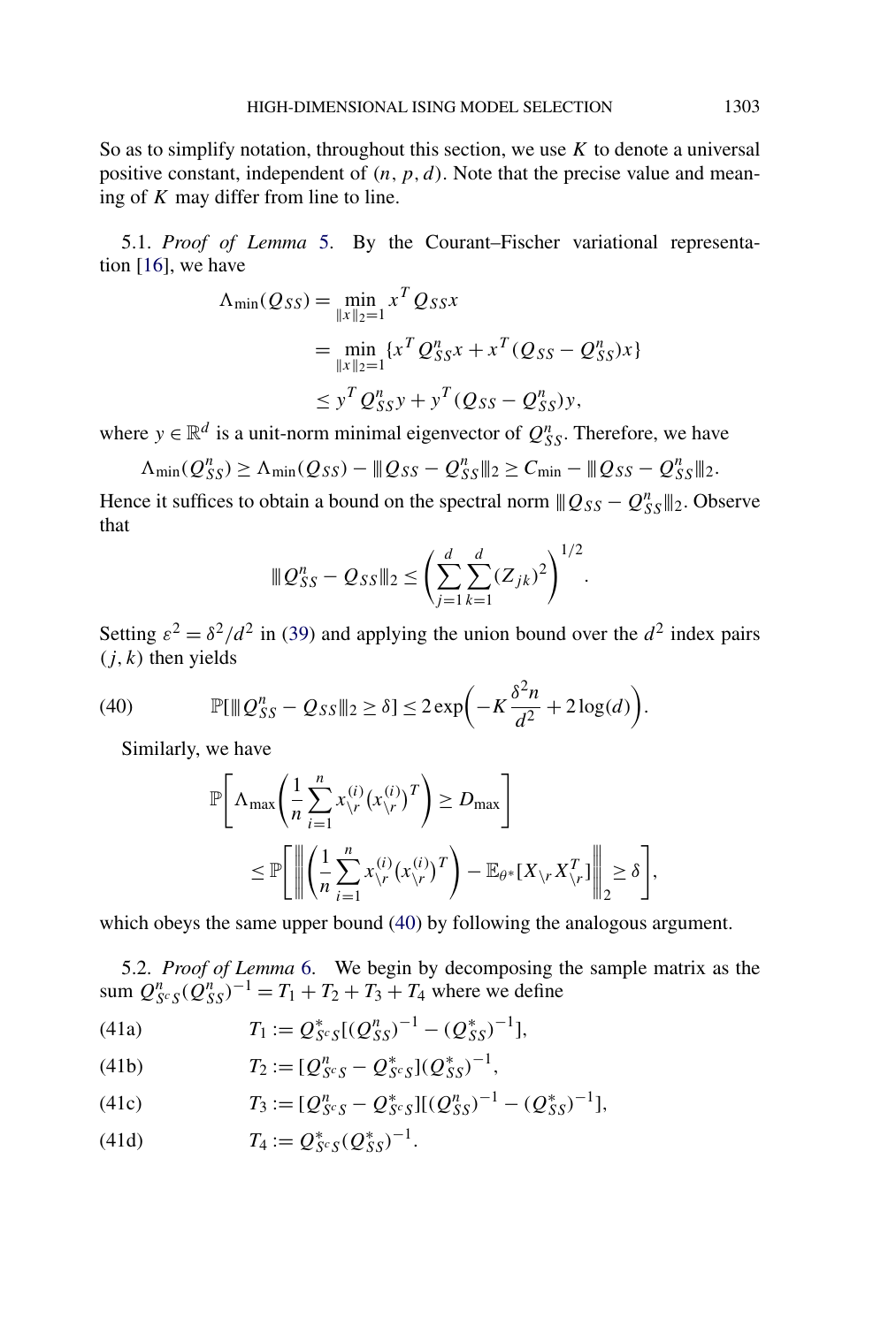So as to simplify notation, throughout this section, we use $K$ to denote a universal positive constant, independent of $(n, p, d)$. Note that the precise value and meaning of $K$ may differ from line to line.

5.1. *Proof of Lemma* 5. By the Courant–Fischer variational representation [16], we have

$$
\begin{aligned}
\Lambda_{\min}(Q_{SS}) &= \min_{\|x\|_2=1} x^T Q_{SS} x \\
&= \min_{\|x\|_2=1} \{x^T Q_{SS}^n x + x^T (Q_{SS} - Q_{SS}^n) x\} \\
&\le y^T Q_{SS}^n y + y^T (Q_{SS} - Q_{SS}^n) y,
\end{aligned}
$$

where $y \in \mathbb{R}^d$ is a unit-norm minimal eigenvector of $Q_{SS}^n$. Therefore, we have

$$
\Lambda_{\min}(Q_{SS}^n) \ge \Lambda_{\min}(Q_{SS}) - |||Q_{SS} - Q_{SS}^n|||_2 \ge C_{\min} - |||Q_{SS} - Q_{SS}^n|||_2.
$$

Hence it suffices to obtain a bound on the spectral norm $|||Q_{SS} - Q_{SS}^n|||_2$. Observe that

$$
|||Q_{SS}^n - Q_{SS}|||_2 \le \left( \sum_{j=1}^{d} \sum_{k=1}^{d} (Z_{jk})^2 \right)^{1/2}.
$$

Setting $\varepsilon^2 = \delta^2/d^2$ in (39) and applying the union bound over the $d^2$ index pairs $(j, k)$ then yields

$$
\mathbb{P}[|||Q_{SS}^n - Q_{SS}|||_2 \ge \delta] \le 2 \exp\left( -K \frac{\delta^2 n}{d^2} + 2 \log(d) \right). \tag{40}
$$

Similarly, we have

$$
\begin{aligned}
&\mathbb{P}\left[ \Lambda_{\max}\left( \frac{1}{n} \sum_{i=1}^{n} x_{\backslash r}^{(i)} \big(x_{\backslash r}^{(i)}\big)^T \right) \ge D_{\max} \right] \\
&\qquad \le \mathbb{P}\left[ \left|\left|\left| \left( \frac{1}{n} \sum_{i=1}^{n} x_{\backslash r}^{(i)} \big(x_{\backslash r}^{(i)}\big)^T \right) - \mathbb{E}_{\theta^*}[X_{\backslash r} X_{\backslash r}^T] \right|\right|\right|_2 \ge \delta \right],
\end{aligned}
$$

which obeys the same upper bound (40) by following the analogous argument.

5.2. *Proof of Lemma* 6. We begin by decomposing the sample matrix as the sum $Q_{S^cS}^n (Q_{SS}^n)^{-1} = T_1 + T_2 + T_3 + T_4$ where we define

$$
T_1 := Q_{S^cS}^* [(Q_{SS}^n)^{-1} - (Q_{SS}^*)^{-1}], \tag{41a}
$$

$$
T_2 := [Q_{S^cS}^n - Q_{S^cS}^*](Q_{SS}^*)^{-1}, \tag{41b}
$$

$$
T_3 := [Q_{S^cS}^n - Q_{S^cS}^*][(Q_{SS}^n)^{-1} - (Q_{SS}^*)^{-1}], \tag{41c}
$$

$$
T_4 := Q_{S^cS}^* (Q_{SS}^*)^{-1}. \tag{41d}
$$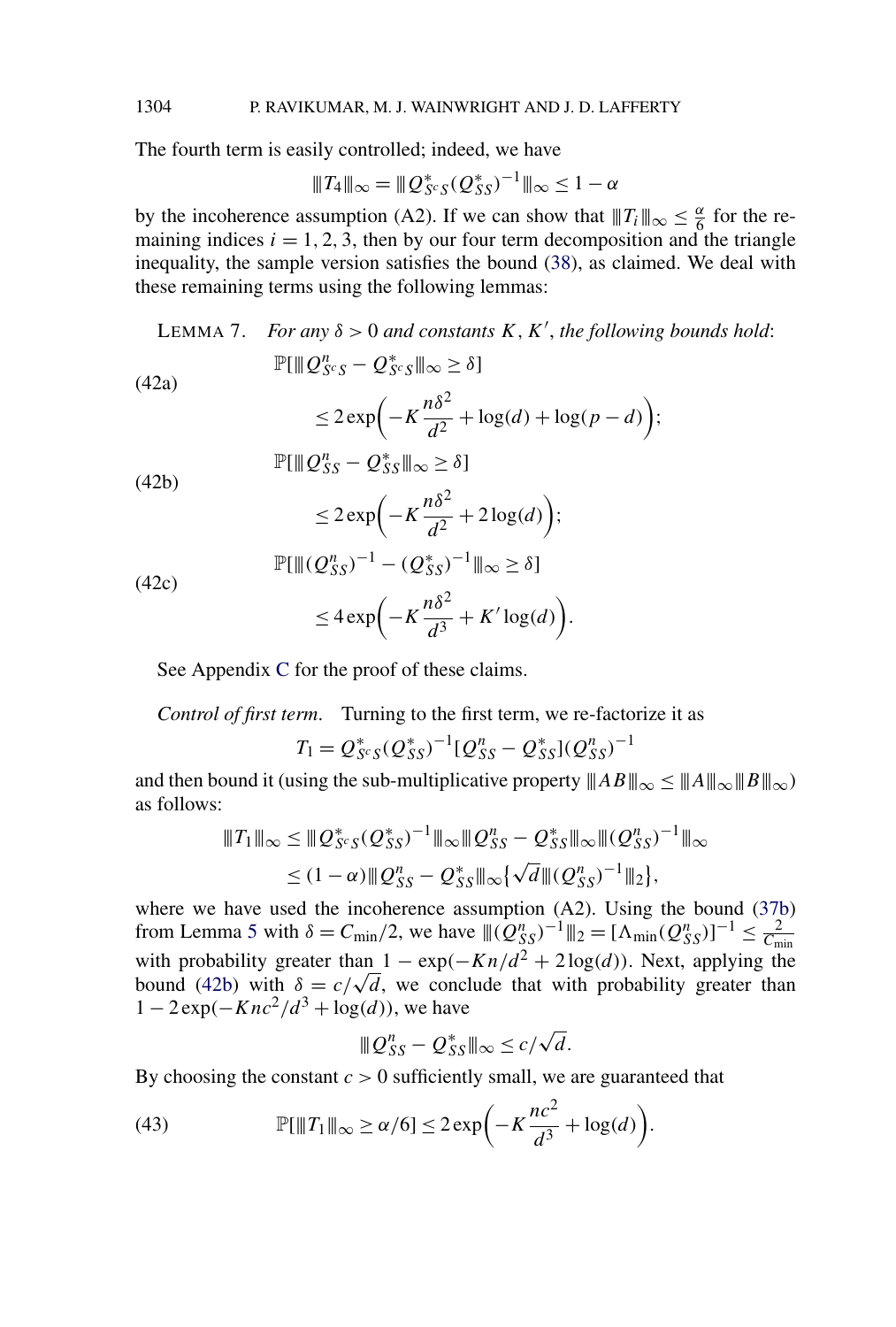The fourth term is easily controlled; indeed, we have

$$|||T_4|||_\infty = |||Q^*_{S^cS}(Q^*_{SS})^{-1}|||_\infty \le 1 - \alpha$$

by the incoherence assumption (A2). If we can show that $|||T_i|||_\infty \le \frac{\alpha}{6}$ for the remaining indices $i = 1, 2, 3$, then by our four term decomposition and the triangle inequality, the sample version satisfies the bound (38), as claimed. We deal with these remaining terms using the following lemmas:

LEMMA 7. *For any $\delta > 0$ and constants $K$, $K'$, the following bounds hold*:

$$\tag{42a} \begin{aligned} &\mathbb{P}[|||Q^n_{S^cS} - Q^*_{S^cS}|||_\infty \ge \delta] \\ &\quad \le 2\exp\biggl(-K\frac{n\delta^2}{d^2} + \log(d) + \log(p-d)\biggr); \end{aligned}$$

$$\tag{42b} \begin{aligned} &\mathbb{P}[|||Q^n_{SS} - Q^*_{SS}|||_\infty \ge \delta] \\ &\quad \le 2\exp\biggl(-K\frac{n\delta^2}{d^2} + 2\log(d)\biggr); \end{aligned}$$

$$\tag{42c} \begin{aligned} &\mathbb{P}[|||(Q^n_{SS})^{-1} - (Q^*_{SS})^{-1}|||_\infty \ge \delta] \\ &\quad \le 4\exp\biggl(-K\frac{n\delta^2}{d^3} + K'\log(d)\biggr). \end{aligned}$$

See Appendix C for the proof of these claims.

*Control of first term*. Turning to the first term, we re-factorize it as

$$T_1 = Q^*_{S^cS}(Q^*_{SS})^{-1}[Q^n_{SS} - Q^*_{SS}](Q^n_{SS})^{-1}$$

and then bound it (using the sub-multiplicative property $|||AB|||_\infty \le |||A|||_\infty |||B|||_\infty$) as follows:

$$\begin{aligned} |||T_1|||_\infty &\le |||Q^*_{S^cS}(Q^*_{SS})^{-1}|||_\infty |||Q^n_{SS} - Q^*_{SS}|||_\infty |||(Q^n_{SS})^{-1}|||_\infty \\ &\le (1-\alpha)|||Q^n_{SS} - Q^*_{SS}|||_\infty \bigl\{\sqrt{d}\,|||(Q^n_{SS})^{-1}|||_2\bigr\}, \end{aligned}$$

where we have used the incoherence assumption (A2). Using the bound (37b) from Lemma 5 with $\delta = C_{\min}/2$, we have $|||(Q^n_{SS})^{-1}|||_2 = [\Lambda_{\min}(Q^n_{SS})]^{-1} \le \frac{2}{C_{\min}}$ with probability greater than $1 - \exp(-Kn/d^2 + 2\log(d))$. Next, applying the bound (42b) with $\delta = c/\sqrt{d}$, we conclude that with probability greater than $1 - 2\exp(-Knc^2/d^3 + \log(d))$, we have

$$|||Q^n_{SS} - Q^*_{SS}|||_\infty \le c/\sqrt{d}.$$

By choosing the constant $c > 0$ sufficiently small, we are guaranteed that

$$\tag{43} \mathbb{P}[|||T_1|||_\infty \ge \alpha/6] \le 2\exp\biggl(-K\frac{nc^2}{d^3} + \log(d)\biggr).$$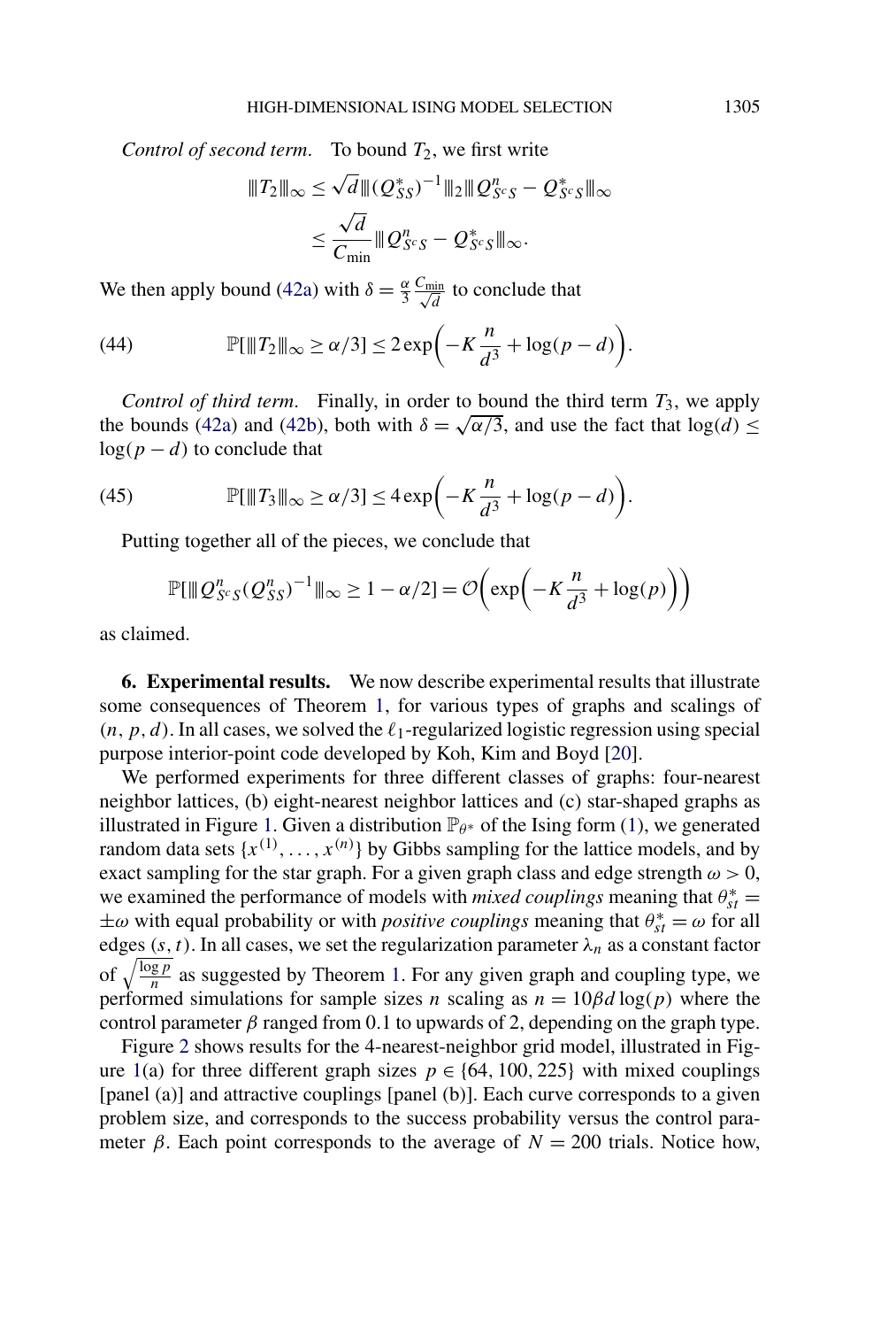*Control of second term.* To bound $T_2$, we first write

$$
\begin{aligned}
|||T_2|||_\infty &\le \sqrt{d}|||(Q^*_{SS})^{-1}|||_2 |||Q^n_{S^cS} - Q^*_{S^cS}|||_\infty \\
&\le \frac{\sqrt{d}}{C_{\min}} |||Q^n_{S^cS} - Q^*_{S^cS}|||_\infty.
\end{aligned}
$$

We then apply bound (42a) with $\delta = \frac{\alpha}{3}\frac{C_{\min}}{\sqrt{d}}$ to conclude that

$$
\mathbb{P}[|||T_2|||_\infty \ge \alpha/3] \le 2\exp\left(-K\frac{n}{d^3} + \log(p-d)\right). \tag{44}
$$

*Control of third term.* Finally, in order to bound the third term $T_3$, we apply the bounds (42a) and (42b), both with $\delta = \sqrt{\alpha/3}$, and use the fact that $\log(d) \le \log(p-d)$ to conclude that

$$
\mathbb{P}[|||T_3|||_\infty \ge \alpha/3] \le 4\exp\left(-K\frac{n}{d^3} + \log(p-d)\right). \tag{45}
$$

Putting together all of the pieces, we conclude that

$$
\mathbb{P}[|||Q^n_{S^cS}(Q^n_{SS})^{-1}|||_\infty \ge 1 - \alpha/2] = \mathcal{O}\left(\exp\left(-K\frac{n}{d^3} + \log(p)\right)\right)
$$

as claimed.

**6. Experimental results.** We now describe experimental results that illustrate some consequences of Theorem 1, for various types of graphs and scalings of $(n, p, d)$. In all cases, we solved the $\ell_1$-regularized logistic regression using special purpose interior-point code developed by Koh, Kim and Boyd [20].

We performed experiments for three different classes of graphs: four-nearest neighbor lattices, (b) eight-nearest neighbor lattices and (c) star-shaped graphs as illustrated in Figure 1. Given a distribution $\mathbb{P}_{\theta^*}$ of the Ising form (1), we generated random data sets $\{x^{(1)}, \dots, x^{(n)}\}$ by Gibbs sampling for the lattice models, and by exact sampling for the star graph. For a given graph class and edge strength $\omega > 0$, we examined the performance of models with *mixed couplings* meaning that $\theta^*_{st} = \pm\omega$ with equal probability or with *positive couplings* meaning that $\theta^*_{st} = \omega$ for all edges $(s, t)$. In all cases, we set the regularization parameter $\lambda_n$ as a constant factor of $\sqrt{\frac{\log p}{n}}$ as suggested by Theorem 1. For any given graph and coupling type, we performed simulations for sample sizes $n$ scaling as $n = 10\beta d \log(p)$ where the control parameter $\beta$ ranged from 0.1 to upwards of 2, depending on the graph type.

Figure 2 shows results for the 4-nearest-neighbor grid model, illustrated in Figure 1(a) for three different graph sizes $p \in \{64, 100, 225\}$ with mixed couplings [panel (a)] and attractive couplings [panel (b)]. Each curve corresponds to a given problem size, and corresponds to the success probability versus the control parameter $\beta$. Each point corresponds to the average of $N = 200$ trials. Notice how,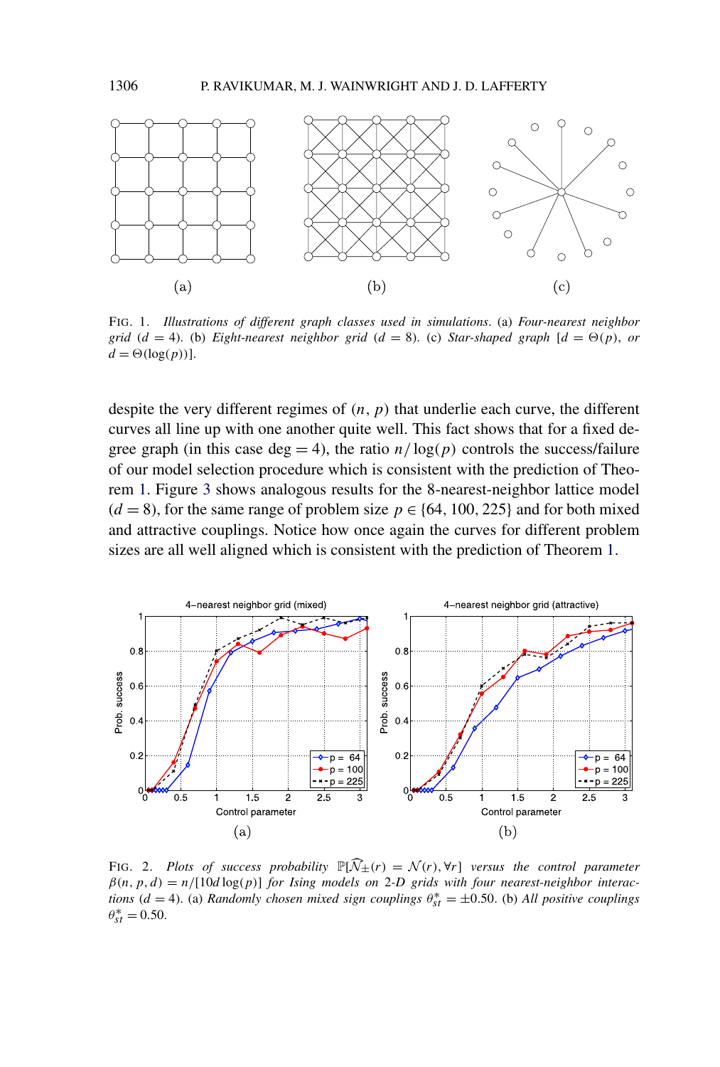FIG. 1. *Illustrations of different graph classes used in simulations*. (a) *Four-nearest neighbor grid* ($d = 4$). (b) *Eight-nearest neighbor grid* ($d = 8$). (c) *Star-shaped graph* [$d = \Theta(p)$, *or* $d = \Theta(\log(p))$].

despite the very different regimes of $(n, p)$ that underlie each curve, the different curves all line up with one another quite well. This fact shows that for a fixed degree graph (in this case deg $= 4$), the ratio $n/\log(p)$ controls the success/failure of our model selection procedure which is consistent with the prediction of Theorem 1. Figure 3 shows analogous results for the 8-nearest-neighbor lattice model ($d = 8$), for the same range of problem size $p \in \{64, 100, 225\}$ and for both mixed and attractive couplings. Notice how once again the curves for different problem sizes are all well aligned which is consistent with the prediction of Theorem 1.

FIG. 2. *Plots of success probability* $\mathbb{P}[\widehat{\mathcal{N}}_{\pm}(r) = \mathcal{N}(r), \forall r]$ *versus the control parameter* $\beta(n, p, d) = n/[10d \log(p)]$ *for Ising models on 2-D grids with four nearest-neighbor interactions* ($d = 4$). (a) *Randomly chosen mixed sign couplings* $\theta^*_{st} = \pm 0.50$. (b) *All positive couplings* $\theta^*_{st} = 0.50$.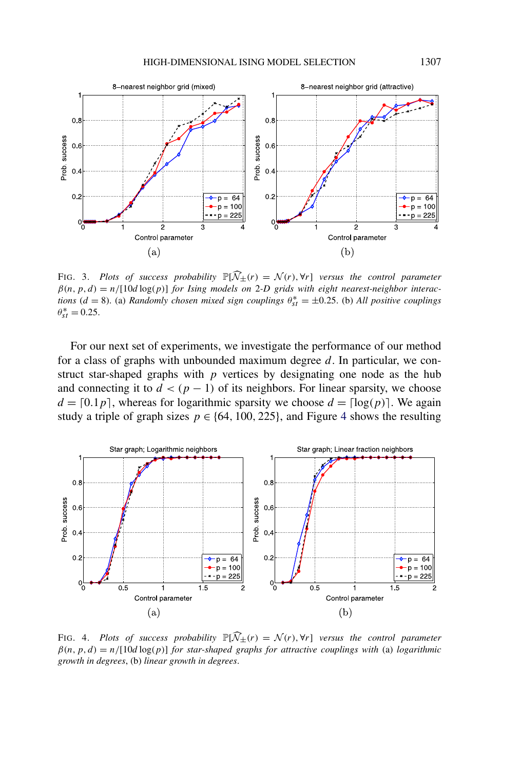FIG. 3. *Plots of success probability* $\mathbb{P}[\widehat{\mathcal{N}}_{\pm}(r) = \mathcal{N}(r), \forall r]$ *versus the control parameter* $\beta(n, p, d) = n/[10d \log(p)]$ *for Ising models on 2-D grids with eight nearest-neighbor interactions* ($d = 8$). (a) *Randomly chosen mixed sign couplings* $\theta^*_{st} = \pm 0.25$. (b) *All positive couplings* $\theta^*_{st} = 0.25$.

For our next set of experiments, we investigate the performance of our method for a class of graphs with unbounded maximum degree $d$. In particular, we construct star-shaped graphs with $p$ vertices by designating one node as the hub and connecting it to $d < (p - 1)$ of its neighbors. For linear sparsity, we choose $d = \lceil 0.1p \rceil$, whereas for logarithmic sparsity we choose $d = \lceil \log(p) \rceil$. We again study a triple of graph sizes $p \in \{64, 100, 225\}$, and Figure 4 shows the resulting

FIG. 4. *Plots of success probability* $\mathbb{P}[\widehat{\mathcal{N}}_{\pm}(r) = \mathcal{N}(r), \forall r]$ *versus the control parameter* $\beta(n, p, d) = n/[10d \log(p)]$ *for star-shaped graphs for attractive couplings with* (a) *logarithmic growth in degrees*, (b) *linear growth in degrees*.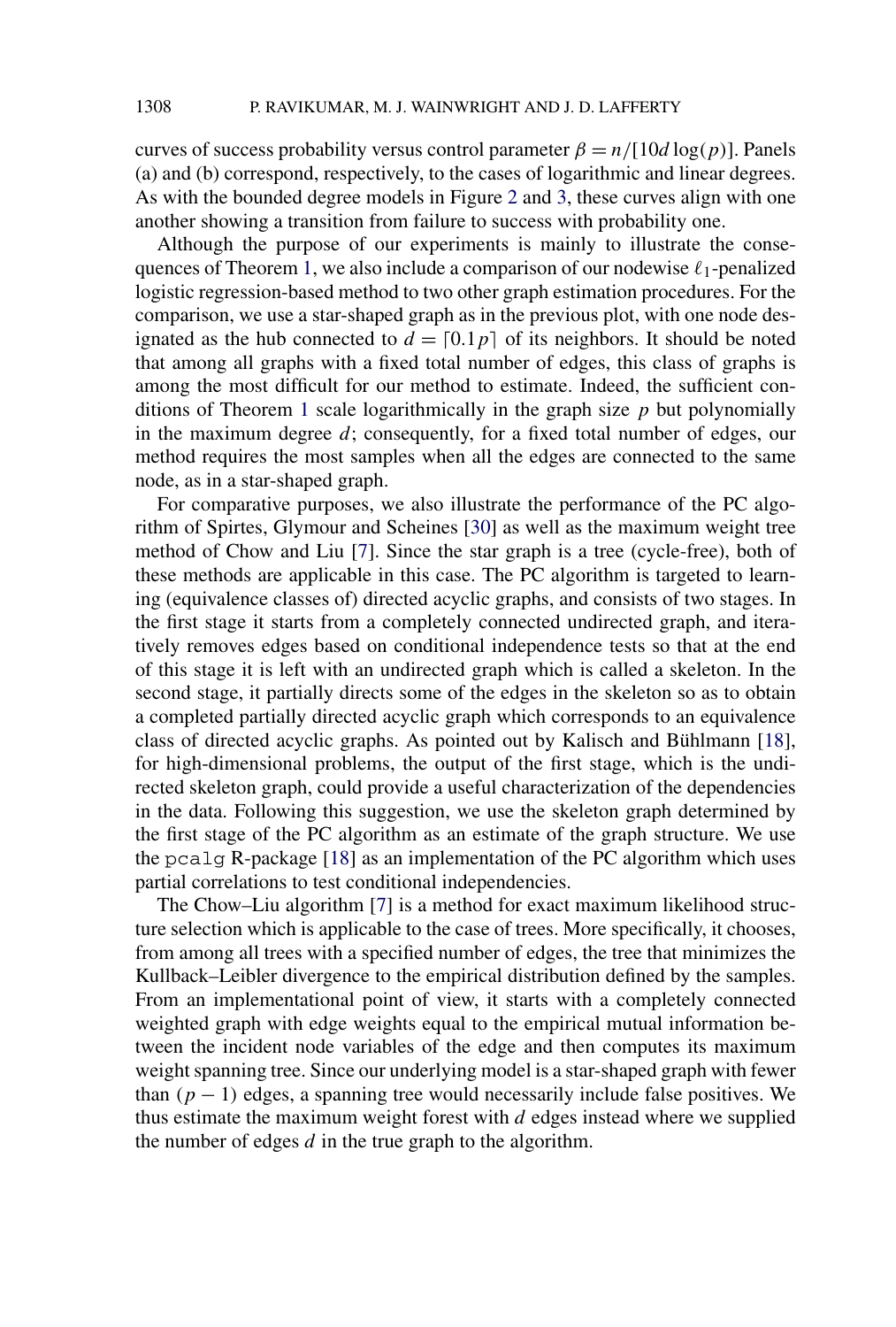curves of success probability versus control parameter $\beta = n/[10d \log(p)]$. Panels (a) and (b) correspond, respectively, to the cases of logarithmic and linear degrees. As with the bounded degree models in Figure 2 and 3, these curves align with one another showing a transition from failure to success with probability one.

Although the purpose of our experiments is mainly to illustrate the consequences of Theorem 1, we also include a comparison of our nodewise $\ell_1$-penalized logistic regression-based method to two other graph estimation procedures. For the comparison, we use a star-shaped graph as in the previous plot, with one node designated as the hub connected to $d = \lceil 0.1p \rceil$ of its neighbors. It should be noted that among all graphs with a fixed total number of edges, this class of graphs is among the most difficult for our method to estimate. Indeed, the sufficient conditions of Theorem 1 scale logarithmically in the graph size $p$ but polynomially in the maximum degree $d$; consequently, for a fixed total number of edges, our method requires the most samples when all the edges are connected to the same node, as in a star-shaped graph.

For comparative purposes, we also illustrate the performance of the PC algorithm of Spirtes, Glymour and Scheines [30] as well as the maximum weight tree method of Chow and Liu [7]. Since the star graph is a tree (cycle-free), both of these methods are applicable in this case. The PC algorithm is targeted to learning (equivalence classes of) directed acyclic graphs, and consists of two stages. In the first stage it starts from a completely connected undirected graph, and iteratively removes edges based on conditional independence tests so that at the end of this stage it is left with an undirected graph which is called a skeleton. In the second stage, it partially directs some of the edges in the skeleton so as to obtain a completed partially directed acyclic graph which corresponds to an equivalence class of directed acyclic graphs. As pointed out by Kalisch and Bühlmann [18], for high-dimensional problems, the output of the first stage, which is the undirected skeleton graph, could provide a useful characterization of the dependencies in the data. Following this suggestion, we use the skeleton graph determined by the first stage of the PC algorithm as an estimate of the graph structure. We use the `pcalg` R-package [18] as an implementation of the PC algorithm which uses partial correlations to test conditional independencies.

The Chow–Liu algorithm [7] is a method for exact maximum likelihood structure selection which is applicable to the case of trees. More specifically, it chooses, from among all trees with a specified number of edges, the tree that minimizes the Kullback–Leibler divergence to the empirical distribution defined by the samples. From an implementational point of view, it starts with a completely connected weighted graph with edge weights equal to the empirical mutual information between the incident node variables of the edge and then computes its maximum weight spanning tree. Since our underlying model is a star-shaped graph with fewer than $(p - 1)$ edges, a spanning tree would necessarily include false positives. We thus estimate the maximum weight forest with $d$ edges instead where we supplied the number of edges $d$ in the true graph to the algorithm.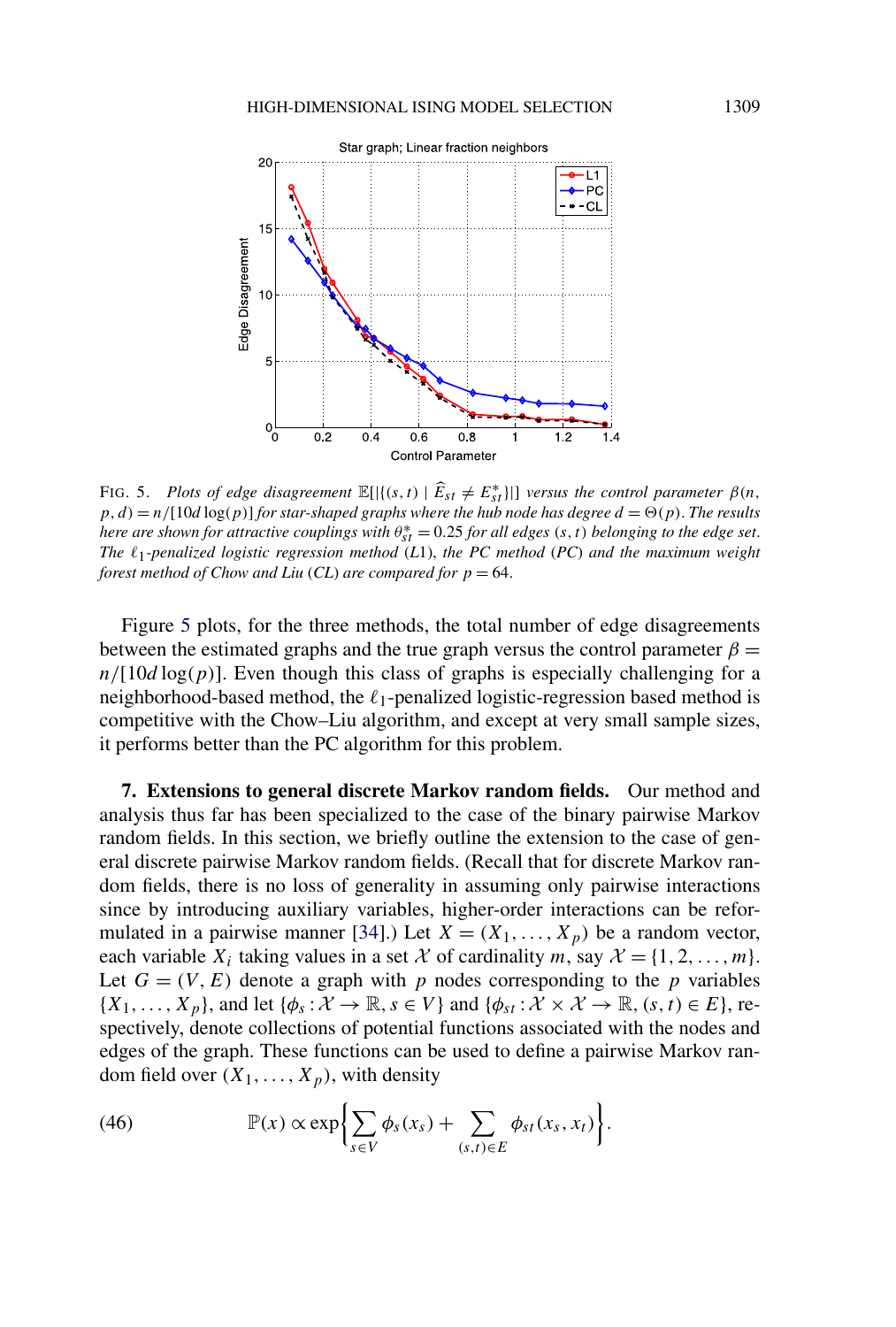FIG. 5. *Plots of edge disagreement* $\mathbb{E}[|\{(s,t) \mid \widehat{E}_{st} \neq E^*_{st}\}|]$ *versus the control parameter* $\beta(n, p, d) = n/[10d\log(p)]$ *for star-shaped graphs where the hub node has degree* $d = \Theta(p)$. *The results here are shown for attractive couplings with* $\theta^*_{st} = 0.25$ *for all edges* $(s,t)$ *belonging to the edge set. The* $\ell_1$*-penalized logistic regression method* (*L*1), *the PC method* (*PC*) *and the maximum weight forest method of Chow and Liu* (*CL*) *are compared for* $p = 64$.

Figure 5 plots, for the three methods, the total number of edge disagreements between the estimated graphs and the true graph versus the control parameter $\beta = n/[10d\log(p)]$. Even though this class of graphs is especially challenging for a neighborhood-based method, the $\ell_1$-penalized logistic-regression based method is competitive with the Chow–Liu algorithm, and except at very small sample sizes, it performs better than the PC algorithm for this problem.

## 7. Extensions to general discrete Markov random fields.

Our method and analysis thus far has been specialized to the case of the binary pairwise Markov random fields. In this section, we briefly outline the extension to the case of general discrete pairwise Markov random fields. (Recall that for discrete Markov random fields, there is no loss of generality in assuming only pairwise interactions since by introducing auxiliary variables, higher-order interactions can be reformulated in a pairwise manner [34].) Let $X = (X_1, \dots, X_p)$ be a random vector, each variable $X_i$ taking values in a set $\mathcal{X}$ of cardinality $m$, say $\mathcal{X} = \{1, 2, \dots, m\}$. Let $G = (V, E)$ denote a graph with $p$ nodes corresponding to the $p$ variables $\{X_1, \dots, X_p\}$, and let $\{\phi_s : \mathcal{X} \to \mathbb{R}, s \in V\}$ and $\{\phi_{st} : \mathcal{X} \times \mathcal{X} \to \mathbb{R}, (s,t) \in E\}$, respectively, denote collections of potential functions associated with the nodes and edges of the graph. These functions can be used to define a pairwise Markov random field over $(X_1, \dots, X_p)$, with density

$$\mathbb{P}(x) \propto \exp\left\{\sum_{s \in V} \phi_s(x_s) + \sum_{(s,t) \in E} \phi_{st}(x_s, x_t)\right\}. \tag{46}$$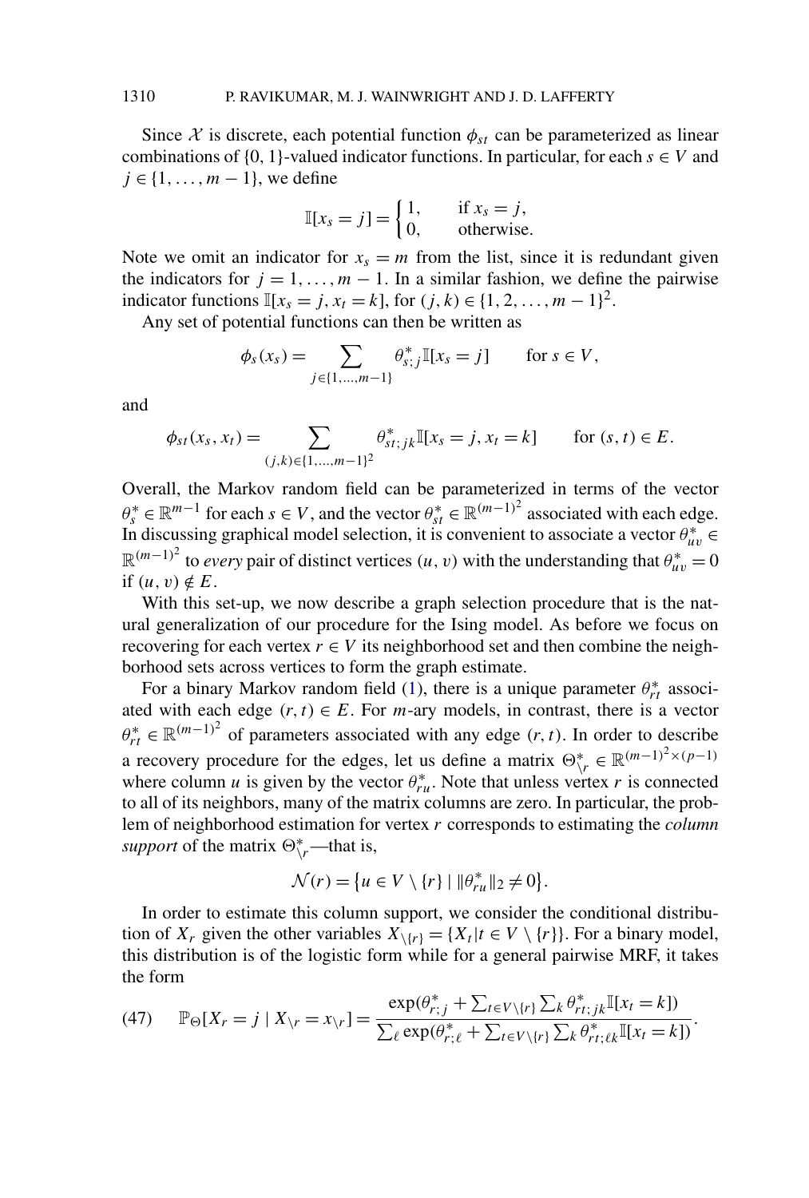Since $\mathcal{X}$ is discrete, each potential function $\phi_{st}$ can be parameterized as linear combinations of $\{0, 1\}$-valued indicator functions. In particular, for each $s \in V$ and $j \in \{1, \ldots, m-1\}$, we define

$$\mathbb{I}[x_s = j] = \begin{cases} 1, & \text{if } x_s = j, \\ 0, & \text{otherwise.} \end{cases}$$

Note we omit an indicator for $x_s = m$ from the list, since it is redundant given the indicators for $j = 1, \ldots, m-1$. In a similar fashion, we define the pairwise indicator functions $\mathbb{I}[x_s = j, x_t = k]$, for $(j, k) \in \{1, 2, \ldots, m-1\}^2$.

Any set of potential functions can then be written as

$$\phi_s(x_s) = \sum_{j \in \{1, \ldots, m-1\}} \theta^*_{s;j} \mathbb{I}[x_s = j] \qquad \text{for } s \in V,$$

and

$$\phi_{st}(x_s, x_t) = \sum_{(j,k) \in \{1, \ldots, m-1\}^2} \theta^*_{st;jk} \mathbb{I}[x_s = j, x_t = k] \qquad \text{for } (s, t) \in E.$$

Overall, the Markov random field can be parameterized in terms of the vector $\theta^*_s \in \mathbb{R}^{m-1}$ for each $s \in V$, and the vector $\theta^*_{st} \in \mathbb{R}^{(m-1)^2}$ associated with each edge. In discussing graphical model selection, it is convenient to associate a vector $\theta^*_{uv} \in \mathbb{R}^{(m-1)^2}$ to *every* pair of distinct vertices $(u, v)$ with the understanding that $\theta^*_{uv} = 0$ if $(u, v) \notin E$.

With this set-up, we now describe a graph selection procedure that is the natural generalization of our procedure for the Ising model. As before we focus on recovering for each vertex $r \in V$ its neighborhood set and then combine the neighborhood sets across vertices to form the graph estimate.

For a binary Markov random field (1), there is a unique parameter $\theta^*_{rt}$ associated with each edge $(r, t) \in E$. For $m$-ary models, in contrast, there is a vector $\theta^*_{rt} \in \mathbb{R}^{(m-1)^2}$ of parameters associated with any edge $(r, t)$. In order to describe a recovery procedure for the edges, let us define a matrix $\Theta^*_{\setminus r} \in \mathbb{R}^{(m-1)^2 \times (p-1)}$ where column $u$ is given by the vector $\theta^*_{ru}$. Note that unless vertex $r$ is connected to all of its neighbors, many of the matrix columns are zero. In particular, the problem of neighborhood estimation for vertex $r$ corresponds to estimating the *column support* of the matrix $\Theta^*_{\setminus r}$—that is,

$$\mathcal{N}(r) = \{u \in V \setminus \{r\} \mid \|\theta^*_{ru}\|_2 \neq 0\}.$$

In order to estimate this column support, we consider the conditional distribution of $X_r$ given the other variables $X_{\setminus \{r\}} = \{X_t | t \in V \setminus \{r\}\}$. For a binary model, this distribution is of the logistic form while for a general pairwise MRF, it takes the form

$$\mathbb{P}_{\Theta}[X_r = j \mid X_{\setminus r} = x_{\setminus r}] = \frac{\exp(\theta^*_{r;j} + \sum_{t \in V \setminus \{r\}} \sum_k \theta^*_{rt;jk} \mathbb{I}[x_t = k])}{\sum_\ell \exp(\theta^*_{r;\ell} + \sum_{t \in V \setminus \{r\}} \sum_k \theta^*_{rt;\ell k} \mathbb{I}[x_t = k])}. \tag{47}$$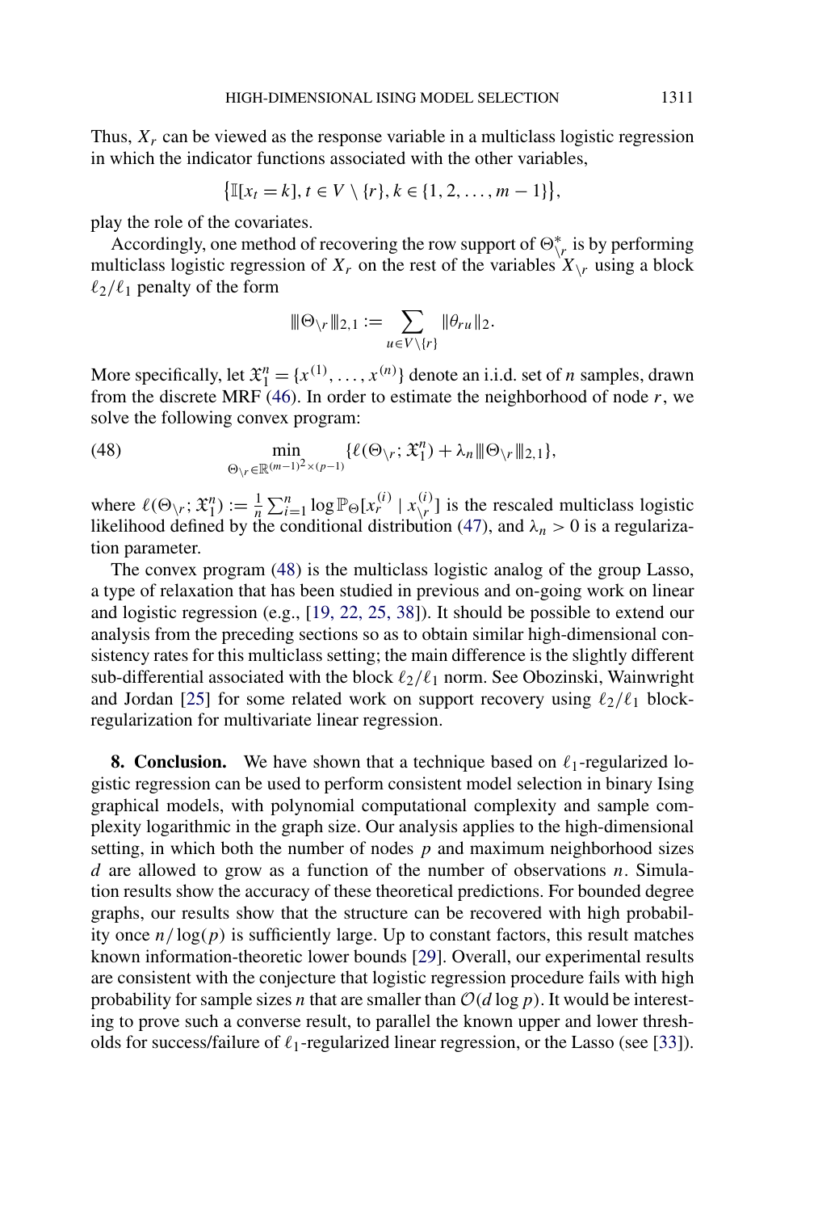Thus, $X_r$ can be viewed as the response variable in a multiclass logistic regression in which the indicator functions associated with the other variables,

$$\{\mathbb{I}[x_t = k], t \in V \setminus \{r\}, k \in \{1, 2, \ldots, m-1\}\},$$

play the role of the covariates.

Accordingly, one method of recovering the row support of $\Theta^*_{\setminus r}$ is by performing multiclass logistic regression of $X_r$ on the rest of the variables $X_{\setminus r}$ using a block $\ell_2/\ell_1$ penalty of the form

$$|||\Theta_{\setminus r}|||_{2,1} := \sum_{u \in V \setminus \{r\}} \|\theta_{ru}\|_2.$$

More specifically, let $\mathfrak{X}_1^n = \{x^{(1)}, \ldots, x^{(n)}\}$ denote an i.i.d. set of $n$ samples, drawn from the discrete MRF (46). In order to estimate the neighborhood of node $r$, we solve the following convex program:

$$\min_{\Theta_{\setminus r} \in \mathbb{R}^{(m-1)^2 \times (p-1)}} \{\ell(\Theta_{\setminus r}; \mathfrak{X}_1^n) + \lambda_n |||\Theta_{\setminus r}|||_{2,1}\}, \tag{48}$$

where $\ell(\Theta_{\setminus r}; \mathfrak{X}_1^n) := \frac{1}{n}\sum_{i=1}^n \log \mathbb{P}_\Theta[x_r^{(i)} \mid x_{\setminus r}^{(i)}]$ is the rescaled multiclass logistic likelihood defined by the conditional distribution (47), and $\lambda_n > 0$ is a regularization parameter.

The convex program (48) is the multiclass logistic analog of the group Lasso, a type of relaxation that has been studied in previous and on-going work on linear and logistic regression (e.g., [19, 22, 25, 38]). It should be possible to extend our analysis from the preceding sections so as to obtain similar high-dimensional consistency rates for this multiclass setting; the main difference is the slightly different sub-differential associated with the block $\ell_2/\ell_1$ norm. See Obozinski, Wainwright and Jordan [25] for some related work on support recovery using $\ell_2/\ell_1$ block-regularization for multivariate linear regression.

**8. Conclusion.** We have shown that a technique based on $\ell_1$-regularized logistic regression can be used to perform consistent model selection in binary Ising graphical models, with polynomial computational complexity and sample complexity logarithmic in the graph size. Our analysis applies to the high-dimensional setting, in which both the number of nodes $p$ and maximum neighborhood sizes $d$ are allowed to grow as a function of the number of observations $n$. Simulation results show the accuracy of these theoretical predictions. For bounded degree graphs, our results show that the structure can be recovered with high probability once $n/\log(p)$ is sufficiently large. Up to constant factors, this result matches known information-theoretic lower bounds [29]. Overall, our experimental results are consistent with the conjecture that logistic regression procedure fails with high probability for sample sizes $n$ that are smaller than $\mathcal{O}(d \log p)$. It would be interesting to prove such a converse result, to parallel the known upper and lower thresholds for success/failure of $\ell_1$-regularized linear regression, or the Lasso (see [33]).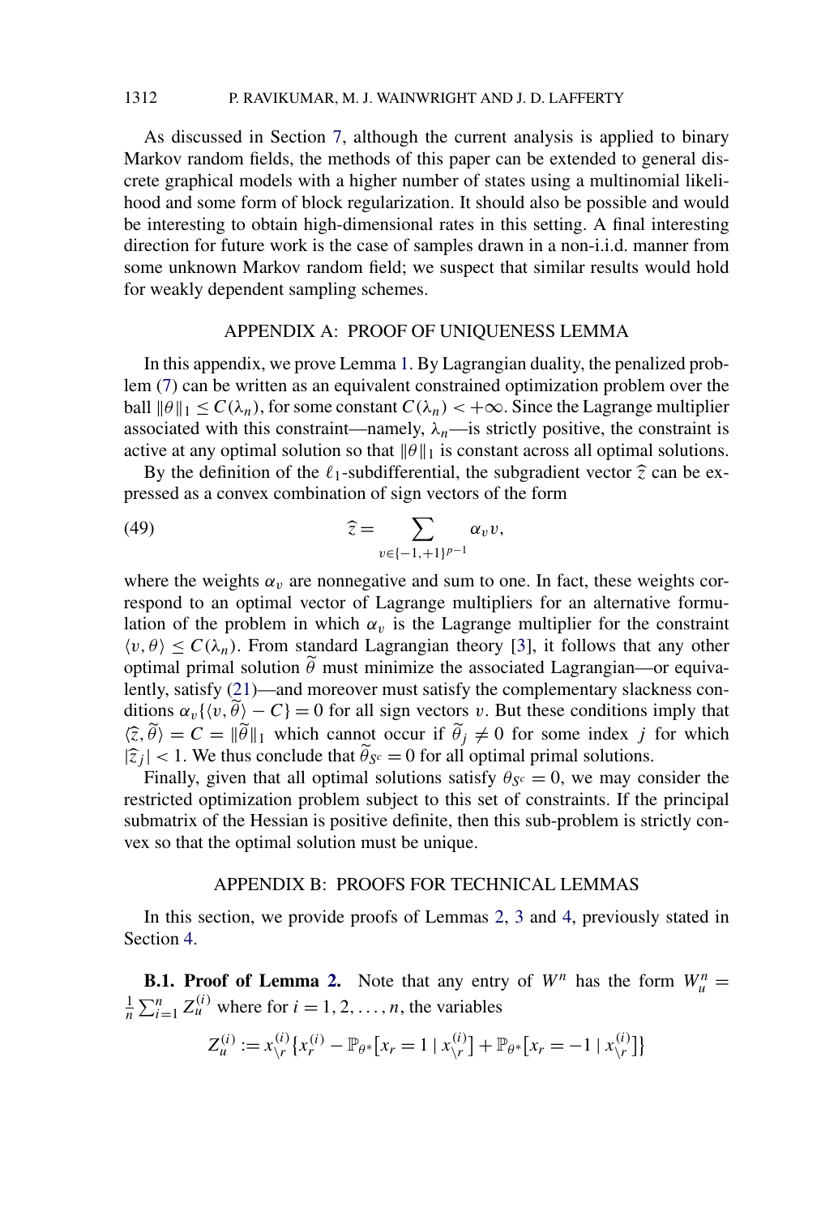As discussed in Section 7, although the current analysis is applied to binary Markov random fields, the methods of this paper can be extended to general discrete graphical models with a higher number of states using a multinomial likelihood and some form of block regularization. It should also be possible and would be interesting to obtain high-dimensional rates in this setting. A final interesting direction for future work is the case of samples drawn in a non-i.i.d. manner from some unknown Markov random field; we suspect that similar results would hold for weakly dependent sampling schemes.

## APPENDIX A: PROOF OF UNIQUENESS LEMMA

In this appendix, we prove Lemma 1. By Lagrangian duality, the penalized problem (7) can be written as an equivalent constrained optimization problem over the ball $\|\theta\|_1 \le C(\lambda_n)$, for some constant $C(\lambda_n) < +\infty$. Since the Lagrange multiplier associated with this constraint—namely, $\lambda_n$—is strictly positive, the constraint is active at any optimal solution so that $\|\theta\|_1$ is constant across all optimal solutions.

By the definition of the $\ell_1$-subdifferential, the subgradient vector $\widehat{z}$ can be expressed as a convex combination of sign vectors of the form

$$\widehat{z} = \sum_{v \in \{-1,+1\}^{p-1}} \alpha_v v, \tag{49}$$

where the weights $\alpha_v$ are nonnegative and sum to one. In fact, these weights correspond to an optimal vector of Lagrange multipliers for an alternative formulation of the problem in which $\alpha_v$ is the Lagrange multiplier for the constraint $\langle v, \theta \rangle \le C(\lambda_n)$. From standard Lagrangian theory [3], it follows that any other optimal primal solution $\widetilde{\theta}$ must minimize the associated Lagrangian—or equivalently, satisfy (21)—and moreover must satisfy the complementary slackness conditions $\alpha_v\{\langle v, \widetilde{\theta} \rangle - C\} = 0$ for all sign vectors $v$. But these conditions imply that $\langle \widehat{z}, \widetilde{\theta} \rangle = C = \|\widetilde{\theta}\|_1$ which cannot occur if $\widetilde{\theta}_j \neq 0$ for some index $j$ for which $|\widehat{z}_j| < 1$. We thus conclude that $\widetilde{\theta}_{S^c} = 0$ for all optimal primal solutions.

Finally, given that all optimal solutions satisfy $\theta_{S^c} = 0$, we may consider the restricted optimization problem subject to this set of constraints. If the principal submatrix of the Hessian is positive definite, then this sub-problem is strictly convex so that the optimal solution must be unique.

## APPENDIX B: PROOFS FOR TECHNICAL LEMMAS

In this section, we provide proofs of Lemmas 2, 3 and 4, previously stated in Section 4.

**B.1. Proof of Lemma 2.** Note that any entry of $W^n$ has the form $W_u^n = \frac{1}{n}\sum_{i=1}^n Z_u^{(i)}$ where for $i = 1, 2, \ldots, n$, the variables

$$Z_u^{(i)} := x_{\setminus r}^{(i)}\{x_r^{(i)} - \mathbb{P}_{\theta^*}[x_r = 1 \mid x_{\setminus r}^{(i)}] + \mathbb{P}_{\theta^*}[x_r = -1 \mid x_{\setminus r}^{(i)}]\}$$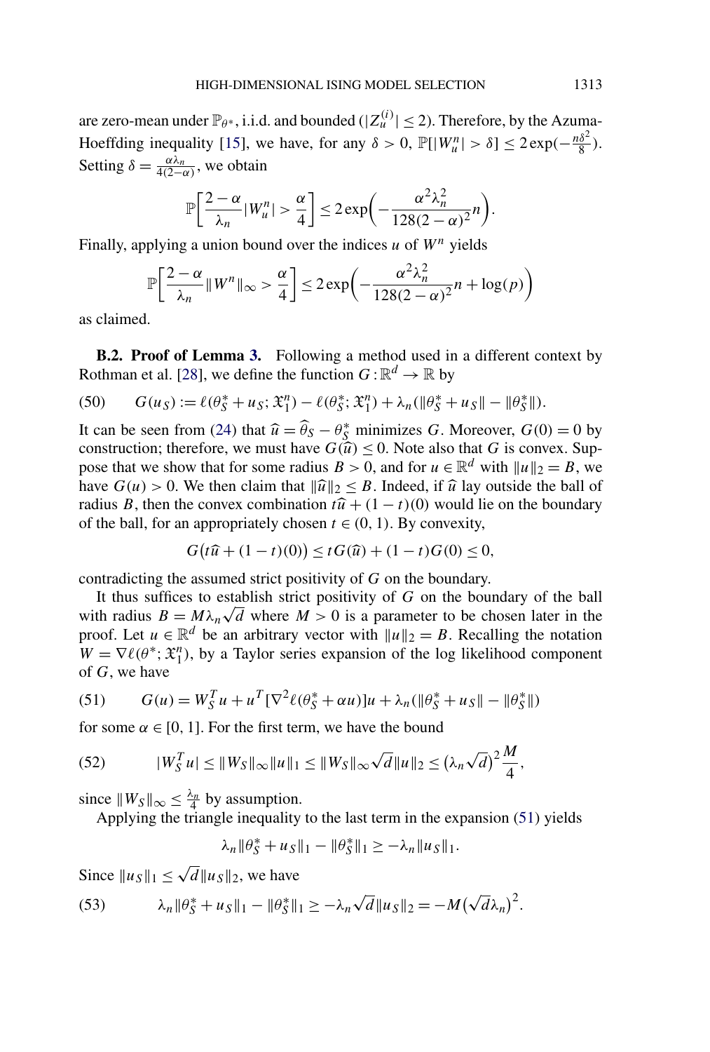are zero-mean under $\mathbb{P}_{\theta^*}$, i.i.d. and bounded ($|Z_u^{(i)}| \leq 2$). Therefore, by the Azuma-Hoeffding inequality [15], we have, for any $\delta > 0$, $\mathbb{P}[|W_u^n| > \delta] \leq 2\exp(-\frac{n\delta^2}{8})$. Setting $\delta = \frac{\alpha\lambda_n}{4(2-\alpha)}$, we obtain

$$\mathbb{P}\left[\frac{2-\alpha}{\lambda_n}|W_u^n| > \frac{\alpha}{4}\right] \leq 2\exp\left(-\frac{\alpha^2\lambda_n^2}{128(2-\alpha)^2}n\right).$$

Finally, applying a union bound over the indices $u$ of $W^n$ yields

$$\mathbb{P}\left[\frac{2-\alpha}{\lambda_n}\|W^n\|_\infty > \frac{\alpha}{4}\right] \leq 2\exp\left(-\frac{\alpha^2\lambda_n^2}{128(2-\alpha)^2}n + \log(p)\right)$$

as claimed.

**B.2. Proof of Lemma 3.** Following a method used in a different context by Rothman et al. [28], we define the function $G : \mathbb{R}^d \to \mathbb{R}$ by

$$G(u_S) := \ell(\theta_S^* + u_S; \mathfrak{X}_1^n) - \ell(\theta_S^*; \mathfrak{X}_1^n) + \lambda_n(\|\theta_S^* + u_S\| - \|\theta_S^*\|). \tag{50}$$

It can be seen from (24) that $\widehat{u} = \widehat{\theta}_S - \theta_S^*$ minimizes $G$. Moreover, $G(0) = 0$ by construction; therefore, we must have $G(\widehat{u}) \leq 0$. Note also that $G$ is convex. Suppose that we show that for some radius $B > 0$, and for $u \in \mathbb{R}^d$ with $\|u\|_2 = B$, we have $G(u) > 0$. We then claim that $\|\widehat{u}\|_2 \leq B$. Indeed, if $\widehat{u}$ lay outside the ball of radius $B$, then the convex combination $t\widehat{u} + (1-t)(0)$ would lie on the boundary of the ball, for an appropriately chosen $t \in (0, 1)$. By convexity,

$$G\big(t\widehat{u} + (1-t)(0)\big) \leq tG(\widehat{u}) + (1-t)G(0) \leq 0,$$

contradicting the assumed strict positivity of $G$ on the boundary.

It thus suffices to establish strict positivity of $G$ on the boundary of the ball with radius $B = M\lambda_n\sqrt{d}$ where $M > 0$ is a parameter to be chosen later in the proof. Let $u \in \mathbb{R}^d$ be an arbitrary vector with $\|u\|_2 = B$. Recalling the notation $W = \nabla\ell(\theta^*; \mathfrak{X}_1^n)$, by a Taylor series expansion of the log likelihood component of $G$, we have

$$G(u) = W_S^T u + u^T[\nabla^2\ell(\theta_S^* + \alpha u)]u + \lambda_n(\|\theta_S^* + u_S\| - \|\theta_S^*\|) \tag{51}$$

for some $\alpha \in [0, 1]$. For the first term, we have the bound

$$|W_S^T u| \leq \|W_S\|_\infty\|u\|_1 \leq \|W_S\|_\infty\sqrt{d}\|u\|_2 \leq (\lambda_n\sqrt{d})^2\frac{M}{4}, \tag{52}$$

since $\|W_S\|_\infty \leq \frac{\lambda_n}{4}$ by assumption.

Applying the triangle inequality to the last term in the expansion (51) yields

$$\lambda_n\|\theta_S^* + u_S\|_1 - \|\theta_S^*\|_1 \geq -\lambda_n\|u_S\|_1.$$

Since $\|u_S\|_1 \leq \sqrt{d}\|u_S\|_2$, we have

$$\lambda_n\|\theta_S^* + u_S\|_1 - \|\theta_S^*\|_1 \geq -\lambda_n\sqrt{d}\|u_S\|_2 = -M(\sqrt{d}\lambda_n)^2. \tag{53}$$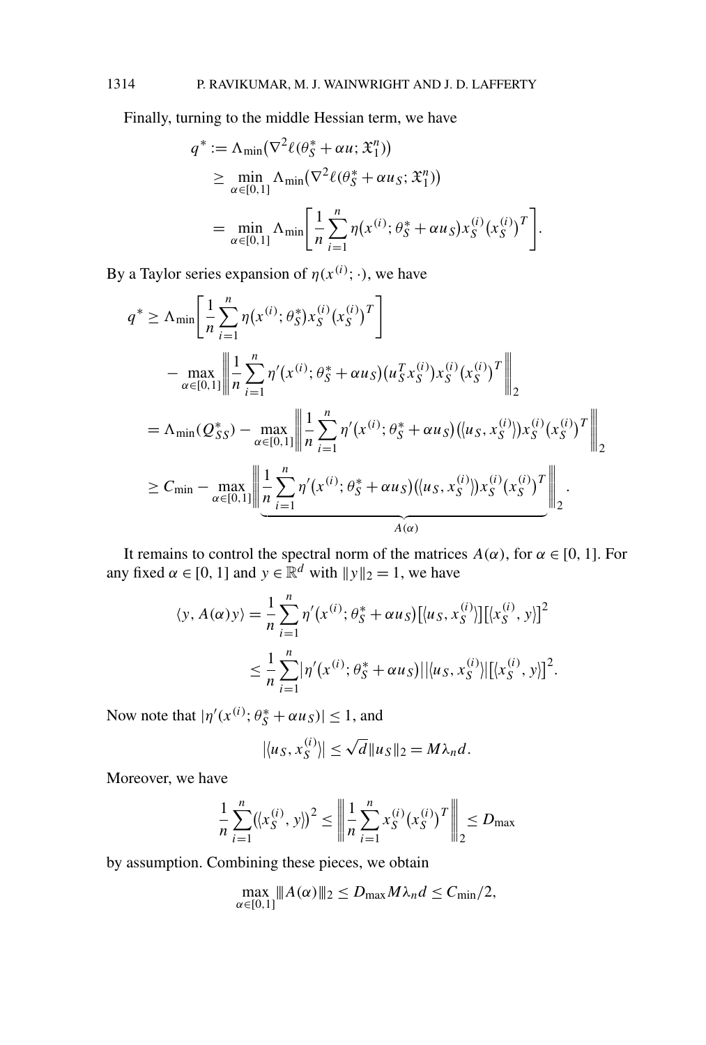Finally, turning to the middle Hessian term, we have

$$
\begin{aligned}
q^* &:= \Lambda_{\min}\big(\nabla^2 \ell(\theta_S^* + \alpha u; \mathfrak{X}_1^n)\big) \\
&\geq \min_{\alpha \in [0,1]} \Lambda_{\min}\big(\nabla^2 \ell(\theta_S^* + \alpha u_S; \mathfrak{X}_1^n)\big) \\
&= \min_{\alpha \in [0,1]} \Lambda_{\min}\left[\frac{1}{n}\sum_{i=1}^n \eta\big(x^{(i)}; \theta_S^* + \alpha u_S\big) x_S^{(i)} \big(x_S^{(i)}\big)^T\right].
\end{aligned}
$$

By a Taylor series expansion of $\eta(x^{(i)}; \cdot)$, we have

$$
\begin{aligned}
q^* &\geq \Lambda_{\min}\left[\frac{1}{n}\sum_{i=1}^n \eta\big(x^{(i)}; \theta_S^*\big) x_S^{(i)} \big(x_S^{(i)}\big)^T\right] \\
&\quad - \max_{\alpha \in [0,1]} \left|\!\left|\!\left| \frac{1}{n}\sum_{i=1}^n \eta'\big(x^{(i)}; \theta_S^* + \alpha u_S\big) \big(u_S^T x_S^{(i)}\big) x_S^{(i)} \big(x_S^{(i)}\big)^T \right|\!\right|\!\right|_2 \\
&= \Lambda_{\min}(Q_{SS}^*) - \max_{\alpha \in [0,1]} \left|\!\left|\!\left| \frac{1}{n}\sum_{i=1}^n \eta'\big(x^{(i)}; \theta_S^* + \alpha u_S\big) \big(\langle u_S, x_S^{(i)}\rangle\big) x_S^{(i)} \big(x_S^{(i)}\big)^T \right|\!\right|\!\right|_2 \\
&\geq C_{\min} - \max_{\alpha \in [0,1]} \left|\!\left|\!\left| \underbrace{\frac{1}{n}\sum_{i=1}^n \eta'\big(x^{(i)}; \theta_S^* + \alpha u_S\big) \big(\langle u_S, x_S^{(i)}\rangle\big) x_S^{(i)} \big(x_S^{(i)}\big)^T}_{A(\alpha)} \right|\!\right|\!\right|_2.
\end{aligned}
$$

It remains to control the spectral norm of the matrices $A(\alpha)$, for $\alpha \in [0,1]$. For any fixed $\alpha \in [0,1]$ and $y \in \mathbb{R}^d$ with $\|y\|_2 = 1$, we have

$$
\begin{aligned}
\langle y, A(\alpha) y\rangle &= \frac{1}{n}\sum_{i=1}^n \eta'\big(x^{(i)}; \theta_S^* + \alpha u_S\big) \big[\langle u_S, x_S^{(i)}\rangle\big] \big[\langle x_S^{(i)}, y\rangle\big]^2 \\
&\leq \frac{1}{n}\sum_{i=1}^n \big|\eta'\big(x^{(i)}; \theta_S^* + \alpha u_S\big)\big| \big|\langle u_S, x_S^{(i)}\rangle\big| \big[\langle x_S^{(i)}, y\rangle\big]^2.
\end{aligned}
$$

Now note that $|\eta'(x^{(i)}; \theta_S^* + \alpha u_S)| \leq 1$, and

$$
\big|\langle u_S, x_S^{(i)}\rangle\big| \leq \sqrt{d}\|u_S\|_2 = M\lambda_n d.
$$

Moreover, we have

$$
\frac{1}{n}\sum_{i=1}^n \big(\langle x_S^{(i)}, y\rangle\big)^2 \leq \left|\!\left|\!\left| \frac{1}{n}\sum_{i=1}^n x_S^{(i)} \big(x_S^{(i)}\big)^T \right|\!\right|\!\right|_2 \leq D_{\max}
$$

by assumption. Combining these pieces, we obtain

$$
\max_{\alpha \in [0,1]} |\!|\!| A(\alpha) |\!|\!|_2 \leq D_{\max} M \lambda_n d \leq C_{\min}/2,
$$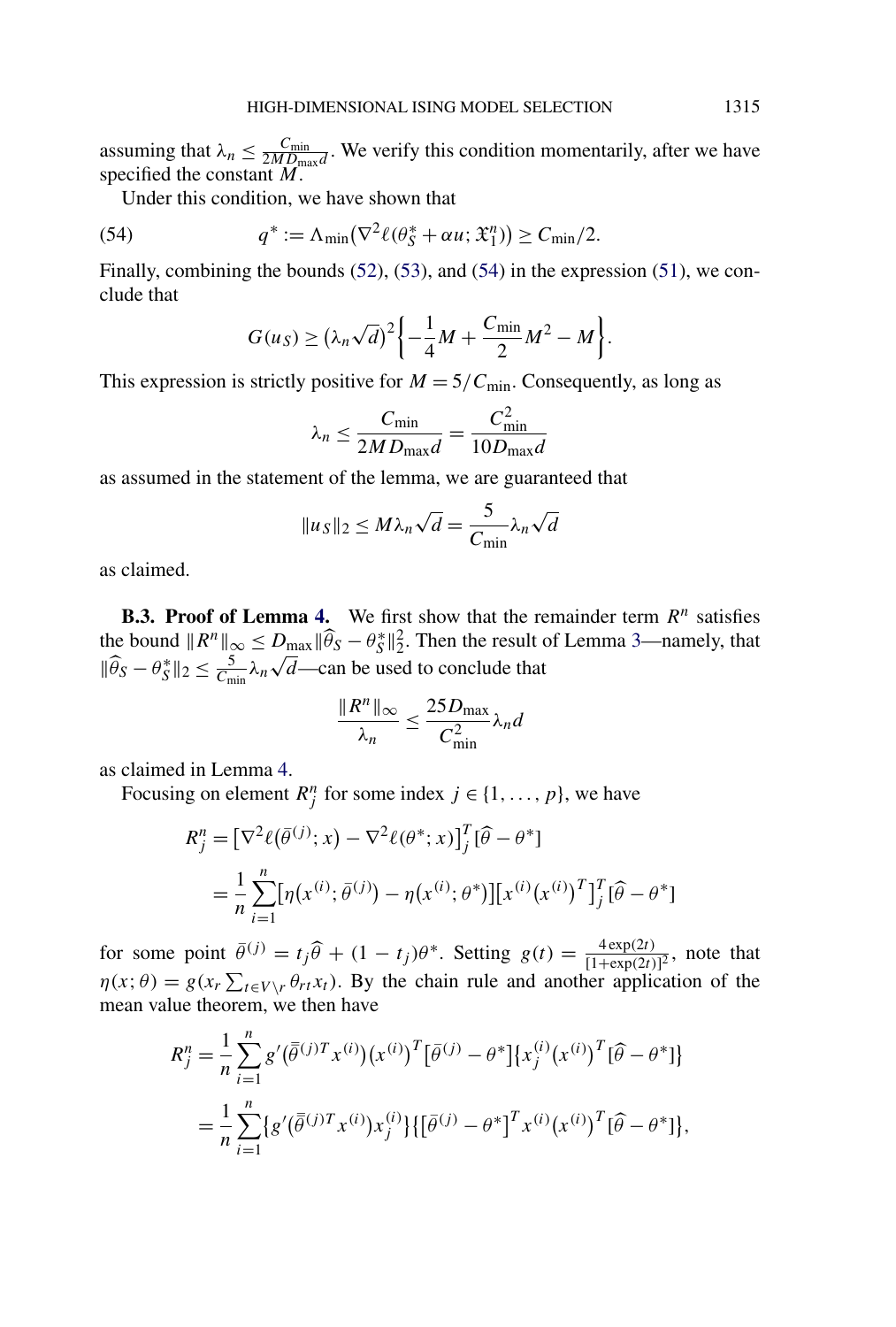assuming that $\lambda_n \leq \frac{C_{\min}}{2MD_{\max}d}$. We verify this condition momentarily, after we have specified the constant $M$.

Under this condition, we have shown that

$$q^* := \Lambda_{\min}\big(\nabla^2 \ell(\theta_S^* + \alpha u; \mathfrak{X}_1^n)\big) \geq C_{\min}/2. \tag{54}$$

Finally, combining the bounds (52), (53), and (54) in the expression (51), we conclude that

$$G(u_S) \geq \big(\lambda_n \sqrt{d}\big)^2 \bigg\{-\frac{1}{4}M + \frac{C_{\min}}{2}M^2 - M\bigg\}.$$

This expression is strictly positive for $M = 5/C_{\min}$. Consequently, as long as

$$\lambda_n \leq \frac{C_{\min}}{2MD_{\max}d} = \frac{C_{\min}^2}{10D_{\max}d}$$

as assumed in the statement of the lemma, we are guaranteed that

$$\|u_S\|_2 \leq M\lambda_n\sqrt{d} = \frac{5}{C_{\min}}\lambda_n\sqrt{d}$$

as claimed.

**B.3. Proof of Lemma 4.** We first show that the remainder term $R^n$ satisfies the bound $\|R^n\|_\infty \leq D_{\max}\|\widehat{\theta}_S - \theta_S^*\|_2^2$. Then the result of Lemma 3—namely, that $\|\widehat{\theta}_S - \theta_S^*\|_2 \leq \frac{5}{C_{\min}}\lambda_n\sqrt{d}$—can be used to conclude that

$$\frac{\|R^n\|_\infty}{\lambda_n} \leq \frac{25D_{\max}}{C_{\min}^2}\lambda_n d$$

as claimed in Lemma 4.

Focusing on element $R_j^n$ for some index $j \in \{1, \ldots, p\}$, we have

$$\begin{aligned}
R_j^n &= \big[\nabla^2 \ell\big(\bar{\theta}^{(j)}; x\big) - \nabla^2 \ell(\theta^*; x)\big]_j^T [\widehat{\theta} - \theta^*] \\
&= \frac{1}{n}\sum_{i=1}^n \big[\eta\big(x^{(i)}; \bar{\theta}^{(j)}\big) - \eta\big(x^{(i)}; \theta^*\big)\big]\big[x^{(i)}\big(x^{(i)}\big)^T\big]_j^T [\widehat{\theta} - \theta^*]
\end{aligned}$$

for some point $\bar{\theta}^{(j)} = t_j\widehat{\theta} + (1 - t_j)\theta^*$. Setting $g(t) = \frac{4\exp(2t)}{[1+\exp(2t)]^2}$, note that $\eta(x; \theta) = g(x_r \sum_{t \in V\setminus r} \theta_{rt} x_t)$. By the chain rule and another application of the mean value theorem, we then have

$$\begin{aligned}
R_j^n &= \frac{1}{n}\sum_{i=1}^n g'\big(\bar{\bar{\theta}}^{(j)T} x^{(i)}\big)\big(x^{(i)}\big)^T \big[\bar{\theta}^{(j)} - \theta^*\big]\big\{x_j^{(i)}\big(x^{(i)}\big)^T [\widehat{\theta} - \theta^*]\big\} \\
&= \frac{1}{n}\sum_{i=1}^n \big\{g'\big(\bar{\bar{\theta}}^{(j)T} x^{(i)}\big) x_j^{(i)}\big\}\big\{\big[\bar{\theta}^{(j)} - \theta^*\big]^T x^{(i)}\big(x^{(i)}\big)^T [\widehat{\theta} - \theta^*]\big\},
\end{aligned}$$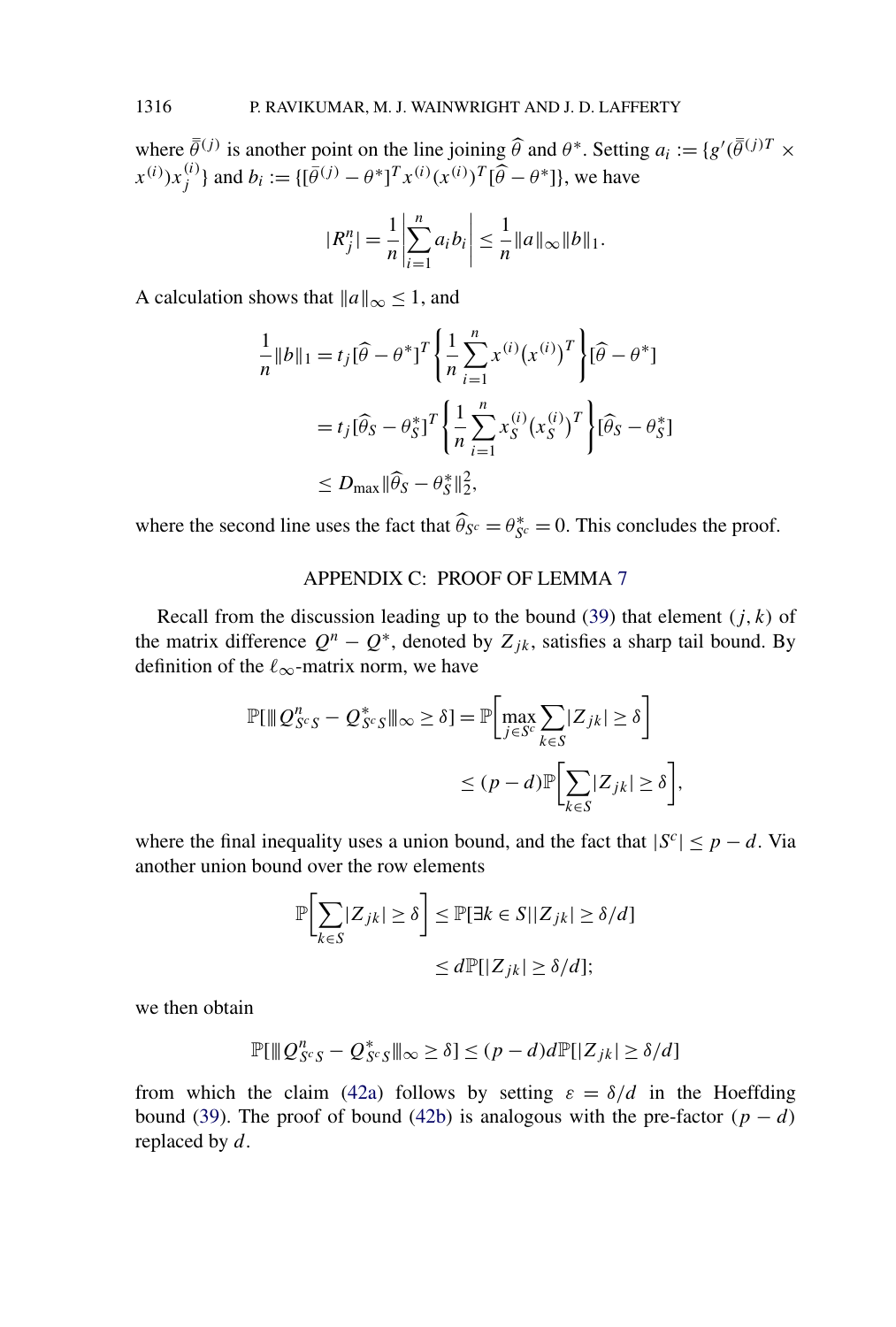where $\bar{\bar{\theta}}^{(j)}$ is another point on the line joining $\widehat{\theta}$ and $\theta^*$. Setting $a_i := \{g'(\bar{\bar{\theta}}^{(j)T} \times x^{(i)})x_j^{(i)}\}$ and $b_i := \{[\bar{\theta}^{(j)} - \theta^*]^T x^{(i)}(x^{(i)})^T[\widehat{\theta} - \theta^*]\}$, we have

$$|R_j^n| = \frac{1}{n}\left|\sum_{i=1}^n a_i b_i\right| \le \frac{1}{n}\|a\|_\infty \|b\|_1.$$

A calculation shows that $\|a\|_\infty \le 1$, and

$$\begin{aligned}
\frac{1}{n}\|b\|_1 &= t_j[\widehat{\theta} - \theta^*]^T \left\{\frac{1}{n}\sum_{i=1}^n x^{(i)}\bigl(x^{(i)}\bigr)^T\right\}[\widehat{\theta} - \theta^*] \\
&= t_j[\widehat{\theta}_S - \theta_S^*]^T \left\{\frac{1}{n}\sum_{i=1}^n x_S^{(i)}\bigl(x_S^{(i)}\bigr)^T\right\}[\widehat{\theta}_S - \theta_S^*] \\
&\le D_{\max}\|\widehat{\theta}_S - \theta_S^*\|_2^2,
\end{aligned}$$

where the second line uses the fact that $\widehat{\theta}_{S^c} = \theta_{S^c}^* = 0$. This concludes the proof.

## APPENDIX C: PROOF OF LEMMA 7

Recall from the discussion leading up to the bound (39) that element $(j,k)$ of the matrix difference $Q^n - Q^*$, denoted by $Z_{jk}$, satisfies a sharp tail bound. By definition of the $\ell_\infty$-matrix norm, we have

$$\begin{aligned}
\mathbb{P}[|||Q_{S^cS}^n - Q_{S^cS}^*|||_\infty \ge \delta] &= \mathbb{P}\left[\max_{j \in S^c}\sum_{k \in S}|Z_{jk}| \ge \delta\right] \\
&\le (p-d)\mathbb{P}\left[\sum_{k \in S}|Z_{jk}| \ge \delta\right],
\end{aligned}$$

where the final inequality uses a union bound, and the fact that $|S^c| \le p - d$. Via another union bound over the row elements

$$\begin{aligned}
\mathbb{P}\left[\sum_{k \in S}|Z_{jk}| \ge \delta\right] &\le \mathbb{P}[\exists k \in S \,|\, |Z_{jk}| \ge \delta/d] \\
&\le d\mathbb{P}[|Z_{jk}| \ge \delta/d];
\end{aligned}$$

we then obtain

$$\mathbb{P}[|||Q_{S^cS}^n - Q_{S^cS}^*|||_\infty \ge \delta] \le (p-d)d\mathbb{P}[|Z_{jk}| \ge \delta/d]$$

from which the claim (42a) follows by setting $\varepsilon = \delta/d$ in the Hoeffding bound (39). The proof of bound (42b) is analogous with the pre-factor $(p-d)$ replaced by $d$.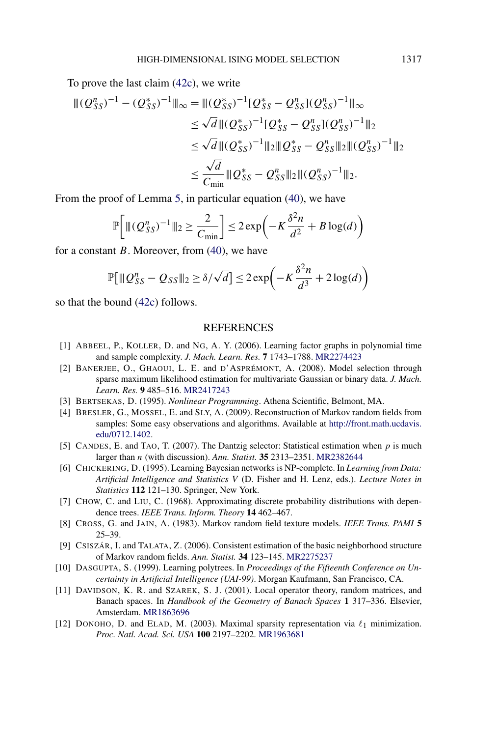To prove the last claim (42c), we write

$$
\begin{aligned}
\|\!|(Q_{SS}^n)^{-1} - (Q_{SS}^*)^{-1}\|\!|_\infty &= \|\!|(Q_{SS}^*)^{-1}[Q_{SS}^* - Q_{SS}^n](Q_{SS}^n)^{-1}\|\!|_\infty \\
&\le \sqrt{d}\|\!|(Q_{SS}^*)^{-1}[Q_{SS}^* - Q_{SS}^n](Q_{SS}^n)^{-1}\|\!|_2 \\
&\le \sqrt{d}\|\!|(Q_{SS}^*)^{-1}\|\!|_2 \|\!|Q_{SS}^* - Q_{SS}^n\|\!|_2 \|\!|(Q_{SS}^n)^{-1}\|\!|_2 \\
&\le \frac{\sqrt{d}}{C_{\min}} \|\!|Q_{SS}^* - Q_{SS}^n\|\!|_2 \|\!|(Q_{SS}^n)^{-1}\|\!|_2.
\end{aligned}
$$

From the proof of Lemma 5, in particular equation (40), we have

$$
\mathbb{P}\left[\|\!|(Q_{SS}^n)^{-1}\|\!|_2 \ge \frac{2}{C_{\min}}\right] \le 2\exp\left(-K\frac{\delta^2 n}{d^2} + B\log(d)\right)
$$

for a constant $B$. Moreover, from (40), we have

$$
\mathbb{P}\left[\|\!|Q_{SS}^n - Q_{SS}\|\!|_2 \ge \delta/\sqrt{d}\right] \le 2\exp\left(-K\frac{\delta^2 n}{d^3} + 2\log(d)\right)
$$

so that the bound (42c) follows.

## REFERENCES

[1] ABBEEL, P., KOLLER, D. and NG, A. Y. (2006). Learning factor graphs in polynomial time and sample complexity. *J. Mach. Learn. Res.* **7** 1743–1788. MR2274423

[2] BANERJEE, O., GHAOUI, L. E. and D'ASPRÉMONT, A. (2008). Model selection through sparse maximum likelihood estimation for multivariate Gaussian or binary data. *J. Mach. Learn. Res.* **9** 485–516. MR2417243

[3] BERTSEKAS, D. (1995). *Nonlinear Programming*. Athena Scientific, Belmont, MA.

[4] BRESLER, G., MOSSEL, E. and SLY, A. (2009). Reconstruction of Markov random fields from samples: Some easy observations and algorithms. Available at http://front.math.ucdavis.edu/0712.1402.

[5] CANDES, E. and TAO, T. (2007). The Dantzig selector: Statistical estimation when $p$ is much larger than $n$ (with discussion). *Ann. Statist.* **35** 2313–2351. MR2382644

[6] CHICKERING, D. (1995). Learning Bayesian networks is NP-complete. In *Learning from Data: Artificial Intelligence and Statistics V* (D. Fisher and H. Lenz, eds.). *Lecture Notes in Statistics* **112** 121–130. Springer, New York.

[7] CHOW, C. and LIU, C. (1968). Approximating discrete probability distributions with dependence trees. *IEEE Trans. Inform. Theory* **14** 462–467.

[8] CROSS, G. and JAIN, A. (1983). Markov random field texture models. *IEEE Trans. PAMI* **5** 25–39.

[9] CSISZÁR, I. and TALATA, Z. (2006). Consistent estimation of the basic neighborhood structure of Markov random fields. *Ann. Statist.* **34** 123–145. MR2275237

[10] DASGUPTA, S. (1999). Learning polytrees. In *Proceedings of the Fifteenth Conference on Uncertainty in Artificial Intelligence (UAI-99)*. Morgan Kaufmann, San Francisco, CA.

[11] DAVIDSON, K. R. and SZAREK, S. J. (2001). Local operator theory, random matrices, and Banach spaces. In *Handbook of the Geometry of Banach Spaces* **1** 317–336. Elsevier, Amsterdam. MR1863696

[12] DONOHO, D. and ELAD, M. (2003). Maximal sparsity representation via $\ell_1$ minimization. *Proc. Natl. Acad. Sci. USA* **100** 2197–2202. MR1963681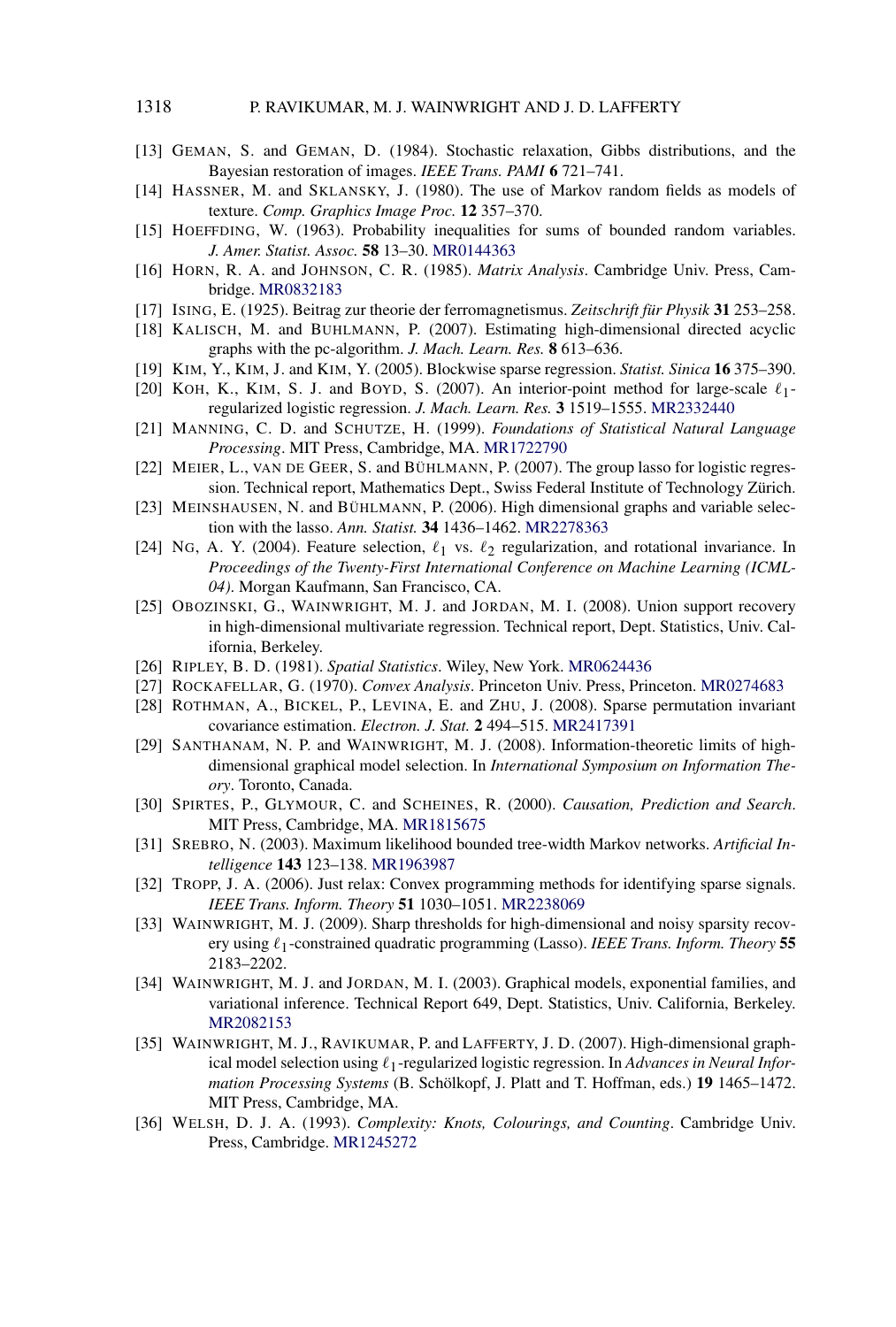[13] GEMAN, S. and GEMAN, D. (1984). Stochastic relaxation, Gibbs distributions, and the Bayesian restoration of images. *IEEE Trans. PAMI* **6** 721–741.

[14] HASSNER, M. and SKLANSKY, J. (1980). The use of Markov random fields as models of texture. *Comp. Graphics Image Proc.* **12** 357–370.

[15] HOEFFDING, W. (1963). Probability inequalities for sums of bounded random variables. *J. Amer. Statist. Assoc.* **58** 13–30. MR0144363

[16] HORN, R. A. and JOHNSON, C. R. (1985). *Matrix Analysis*. Cambridge Univ. Press, Cambridge. MR0832183

[17] ISING, E. (1925). Beitrag zur theorie der ferromagnetismus. *Zeitschrift für Physik* **31** 253–258.

[18] KALISCH, M. and BUHLMANN, P. (2007). Estimating high-dimensional directed acyclic graphs with the pc-algorithm. *J. Mach. Learn. Res.* **8** 613–636.

[19] KIM, Y., KIM, J. and KIM, Y. (2005). Blockwise sparse regression. *Statist. Sinica* **16** 375–390.

[20] KOH, K., KIM, S. J. and BOYD, S. (2007). An interior-point method for large-scale $\ell_1$-regularized logistic regression. *J. Mach. Learn. Res.* **3** 1519–1555. MR2332440

[21] MANNING, C. D. and SCHUTZE, H. (1999). *Foundations of Statistical Natural Language Processing*. MIT Press, Cambridge, MA. MR1722790

[22] MEIER, L., VAN DE GEER, S. and BÜHLMANN, P. (2007). The group lasso for logistic regression. Technical report, Mathematics Dept., Swiss Federal Institute of Technology Zürich.

[23] MEINSHAUSEN, N. and BÜHLMANN, P. (2006). High dimensional graphs and variable selection with the lasso. *Ann. Statist.* **34** 1436–1462. MR2278363

[24] NG, A. Y. (2004). Feature selection, $\ell_1$ vs. $\ell_2$ regularization, and rotational invariance. In *Proceedings of the Twenty-First International Conference on Machine Learning (ICML-04)*. Morgan Kaufmann, San Francisco, CA.

[25] OBOZINSKI, G., WAINWRIGHT, M. J. and JORDAN, M. I. (2008). Union support recovery in high-dimensional multivariate regression. Technical report, Dept. Statistics, Univ. California, Berkeley.

[26] RIPLEY, B. D. (1981). *Spatial Statistics*. Wiley, New York. MR0624436

[27] ROCKAFELLAR, G. (1970). *Convex Analysis*. Princeton Univ. Press, Princeton. MR0274683

[28] ROTHMAN, A., BICKEL, P., LEVINA, E. and ZHU, J. (2008). Sparse permutation invariant covariance estimation. *Electron. J. Stat.* **2** 494–515. MR2417391

[29] SANTHANAM, N. P. and WAINWRIGHT, M. J. (2008). Information-theoretic limits of high-dimensional graphical model selection. In *International Symposium on Information Theory*. Toronto, Canada.

[30] SPIRTES, P., GLYMOUR, C. and SCHEINES, R. (2000). *Causation, Prediction and Search*. MIT Press, Cambridge, MA. MR1815675

[31] SREBRO, N. (2003). Maximum likelihood bounded tree-width Markov networks. *Artificial Intelligence* **143** 123–138. MR1963987

[32] TROPP, J. A. (2006). Just relax: Convex programming methods for identifying sparse signals. *IEEE Trans. Inform. Theory* **51** 1030–1051. MR2238069

[33] WAINWRIGHT, M. J. (2009). Sharp thresholds for high-dimensional and noisy sparsity recovery using $\ell_1$-constrained quadratic programming (Lasso). *IEEE Trans. Inform. Theory* **55** 2183–2202.

[34] WAINWRIGHT, M. J. and JORDAN, M. I. (2003). Graphical models, exponential families, and variational inference. Technical Report 649, Dept. Statistics, Univ. California, Berkeley. MR2082153

[35] WAINWRIGHT, M. J., RAVIKUMAR, P. and LAFFERTY, J. D. (2007). High-dimensional graphical model selection using $\ell_1$-regularized logistic regression. In *Advances in Neural Information Processing Systems* (B. Schölkopf, J. Platt and T. Hoffman, eds.) **19** 1465–1472. MIT Press, Cambridge, MA.

[36] WELSH, D. J. A. (1993). *Complexity: Knots, Colourings, and Counting*. Cambridge Univ. Press, Cambridge. MR1245272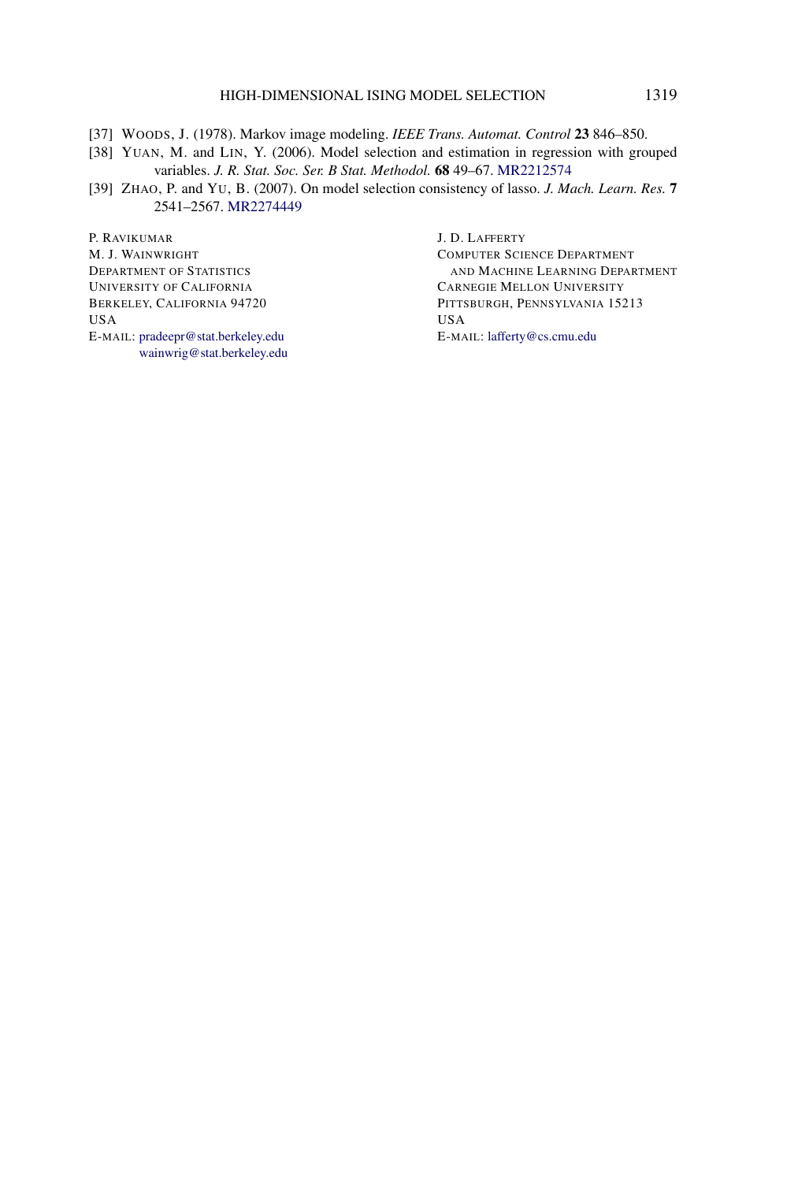[37] WOODS, J. (1978). Markov image modeling. *IEEE Trans. Automat. Control* **23** 846–850.

[38] YUAN, M. and LIN, Y. (2006). Model selection and estimation in regression with grouped variables. *J. R. Stat. Soc. Ser. B Stat. Methodol.* **68** 49–67. MR2212574

[39] ZHAO, P. and YU, B. (2007). On model selection consistency of lasso. *J. Mach. Learn. Res.* **7** 2541–2567. MR2274449

P. RAVIKUMAR
M. J. WAINWRIGHT
DEPARTMENT OF STATISTICS
UNIVERSITY OF CALIFORNIA
BERKELEY, CALIFORNIA 94720
USA
E-MAIL: pradeepr@stat.berkeley.edu
wainwrig@stat.berkeley.edu

J. D. LAFFERTY
COMPUTER SCIENCE DEPARTMENT
AND MACHINE LEARNING DEPARTMENT
CARNEGIE MELLON UNIVERSITY
PITTSBURGH, PENNSYLVANIA 15213
USA
E-MAIL: lafferty@cs.cmu.edu